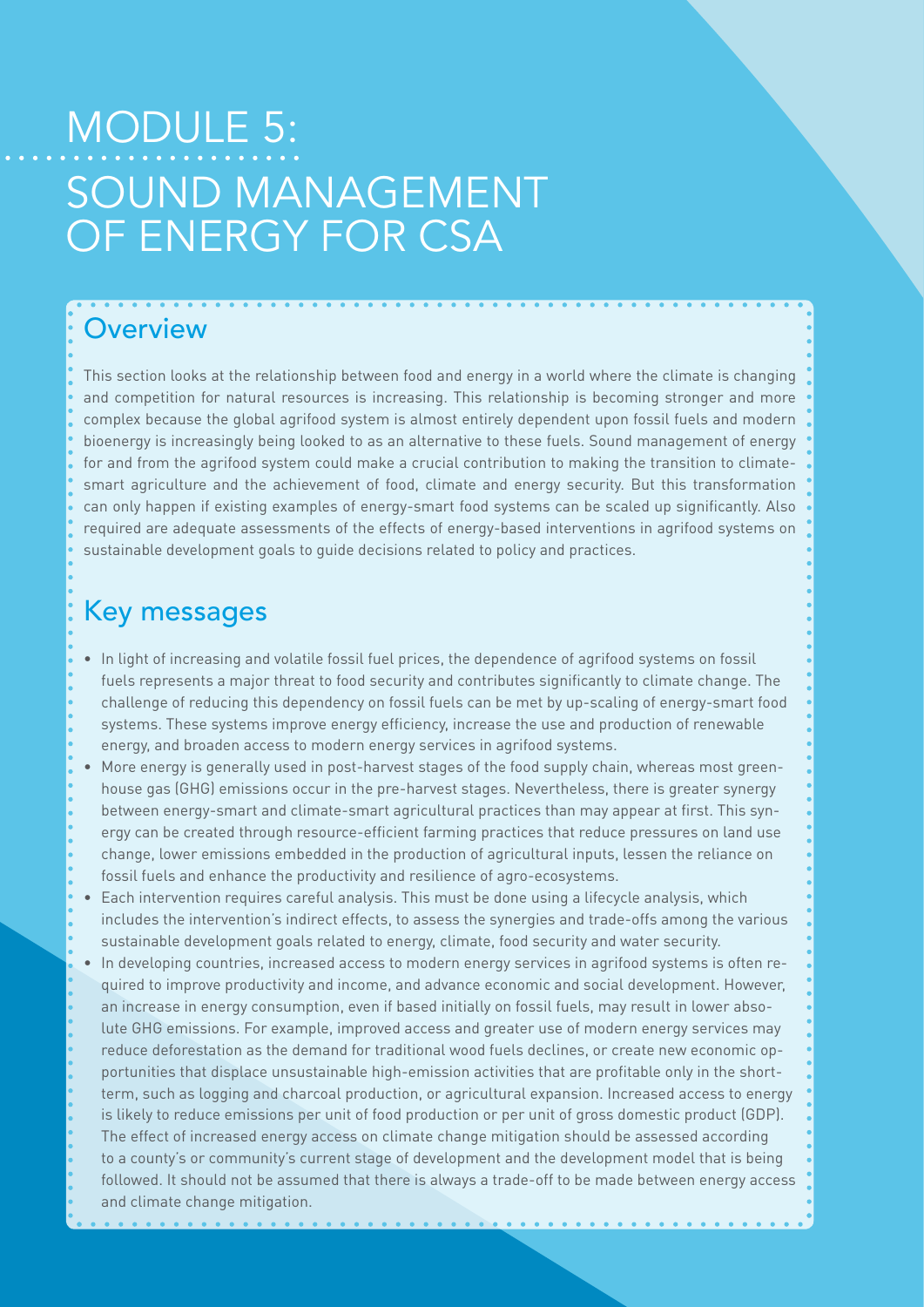# MODULE 5:

# SOUND MANAGEMENT OF ENERGY FOR CSA

## Overview

This section looks at the relationship between food and energy in a world where the climate is changing and competition for natural resources is increasing. This relationship is becoming stronger and more complex because the global agrifood system is almost entirely dependent upon fossil fuels and modern bioenergy is increasingly being looked to as an alternative to these fuels. Sound management of energy for and from the agrifood system could make a crucial contribution to making the transition to climate-smart agriculture and the achievement of food, climate and energy security. But this transformation can only happen if existing examples of energy-smart food systems can be scaled up significantly. Also required are adequate assessments of the effects of energy-based interventions in agrifood systems on sustainable development goals to guide decisions related to policy and practices.

## Key messages

- In light of increasing and volatile fossil fuel prices, the dependence of agrifood systems on fossil fuels represents a major threat to food security and contributes significantly to climate change. The challenge of reducing this dependency on fossil fuels can be met by up-scaling of energy-smart food systems. These systems improve energy efficiency, increase the use and production of renewable energy, and broaden access to modern energy services in agrifood systems.
- More energy is generally used in post-harvest stages of the food supply chain, whereas most greenhouse gas (GHG) emissions occur in the pre-harvest stages. Nevertheless, there is greater synergy between energy-smart and climate-smart agricultural practices than may appear at first. This synergy can be created through resource-efficient farming practices that reduce pressures on land use change, lower emissions embedded in the production of agricultural inputs, lessen the reliance on fossil fuels and enhance the productivity and resilience of agro-ecosystems.
- Each intervention requires careful analysis. This must be done using a lifecycle analysis, which includes the intervention's indirect effects, to assess the synergies and trade-offs among the various sustainable development goals related to energy, climate, food security and water security.
- In developing countries, increased access to modern energy services in agrifood systems is often required to improve productivity and income, and advance economic and social development. However, an increase in energy consumption, even if based initially on fossil fuels, may result in lower absolute GHG emissions. For example, improved access and greater use of modern energy services may reduce deforestation as the demand for traditional wood fuels declines, or create new economic opportunities that displace unsustainable high-emission activities that are profitable only in the short-term, such as logging and charcoal production, or agricultural expansion. Increased access to energy is likely to reduce emissions per unit of food production or per unit of gross domestic product (GDP). The effect of increased energy access on climate change mitigation should be assessed according to a county's or community's current stage of development and the development model that is being followed. It should not be assumed that there is always a trade-off to be made between energy access and climate change mitigation.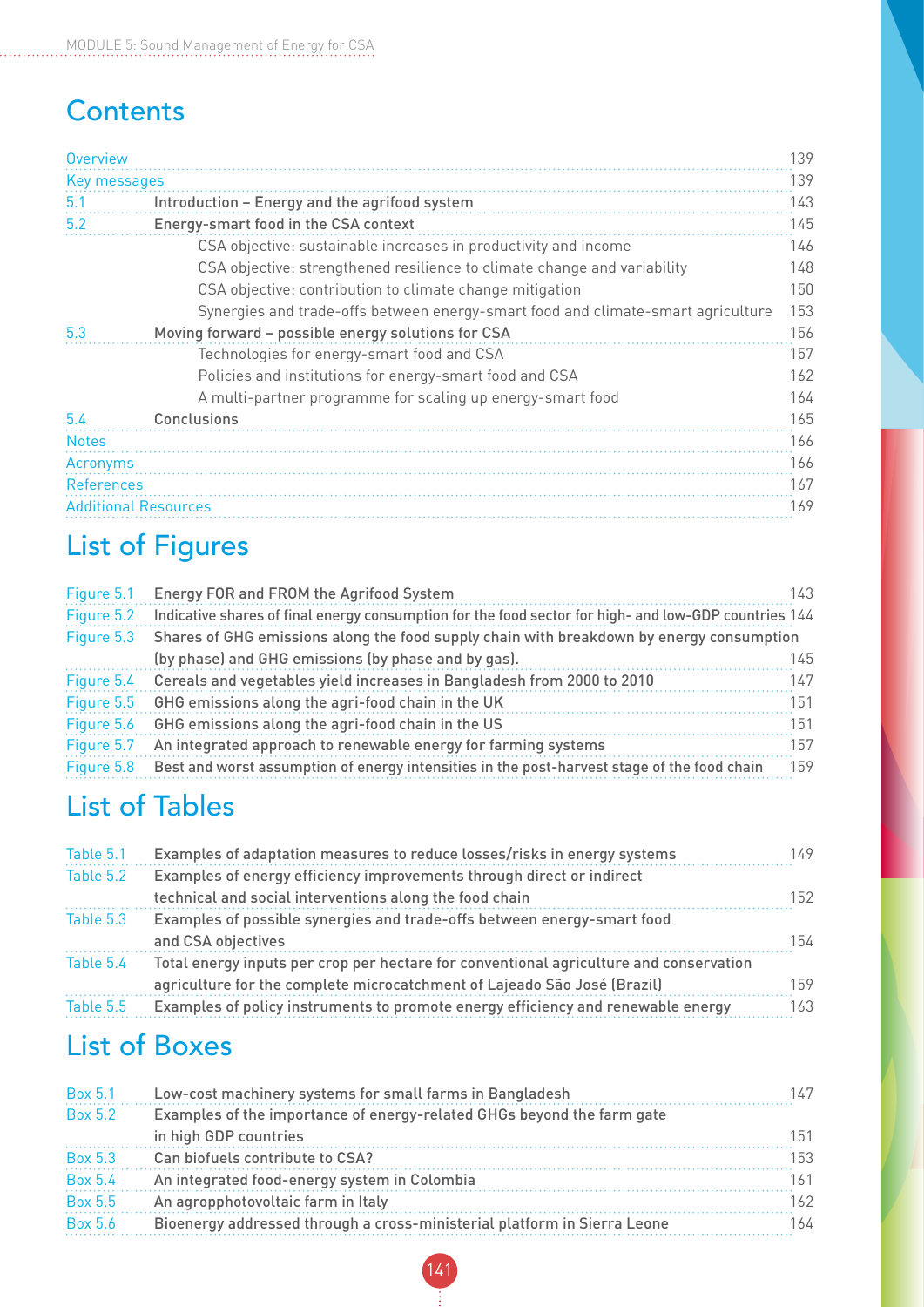# Contents

| | | |
|---|---|---|
| Overview | | 139 |
| Key messages | | 139 |
| 5.1 | Introduction – Energy and the agrifood system | 143 |
| 5.2 | Energy-smart food in the CSA context | 145 |
| | CSA objective: sustainable increases in productivity and income | 146 |
| | CSA objective: strengthened resilience to climate change and variability | 148 |
| | CSA objective: contribution to climate change mitigation | 150 |
| | Synergies and trade-offs between energy-smart food and climate-smart agriculture | 153 |
| 5.3 | Moving forward – possible energy solutions for CSA | 156 |
| | Technologies for energy-smart food and CSA | 157 |
| | Policies and institutions for energy-smart food and CSA | 162 |
| | A multi-partner programme for scaling up energy-smart food | 164 |
| 5.4 | Conclusions | 165 |
| Notes | | 166 |
| Acronyms | | 166 |
| References | | 167 |
| Additional Resources | | 169 |

# List of Figures

| | | |
|---|---|---|
| Figure 5.1 | Energy FOR and FROM the Agrifood System | 143 |
| Figure 5.2 | Indicative shares of final energy consumption for the food sector for high- and low-GDP countries | 144 |
| Figure 5.3 | Shares of GHG emissions along the food supply chain with breakdown by energy consumption (by phase) and GHG emissions (by phase and by gas). | 145 |
| Figure 5.4 | Cereals and vegetables yield increases in Bangladesh from 2000 to 2010 | 147 |
| Figure 5.5 | GHG emissions along the agri-food chain in the UK | 151 |
| Figure 5.6 | GHG emissions along the agri-food chain in the US | 151 |
| Figure 5.7 | An integrated approach to renewable energy for farming systems | 157 |
| Figure 5.8 | Best and worst assumption of energy intensities in the post-harvest stage of the food chain | 159 |

# List of Tables

| | | |
|---|---|---|
| Table 5.1 | Examples of adaptation measures to reduce losses/risks in energy systems | 149 |
| Table 5.2 | Examples of energy efficiency improvements through direct or indirect technical and social interventions along the food chain | 152 |
| Table 5.3 | Examples of possible synergies and trade-offs between energy-smart food and CSA objectives | 154 |
| Table 5.4 | Total energy inputs per crop per hectare for conventional agriculture and conservation agriculture for the complete microcatchment of Lajeado São José (Brazil) | 159 |
| Table 5.5 | Examples of policy instruments to promote energy efficiency and renewable energy | 163 |

# List of Boxes

| | | |
|---|---|---|
| Box 5.1 | Low-cost machinery systems for small farms in Bangladesh | 147 |
| Box 5.2 | Examples of the importance of energy-related GHGs beyond the farm gate in high GDP countries | 151 |
| Box 5.3 | Can biofuels contribute to CSA? | 153 |
| Box 5.4 | An integrated food-energy system in Colombia | 161 |
| Box 5.5 | An agropphotovoltaic farm in Italy | 162 |
| Box 5.6 | Bioenergy addressed through a cross-ministerial platform in Sierra Leone | 164 |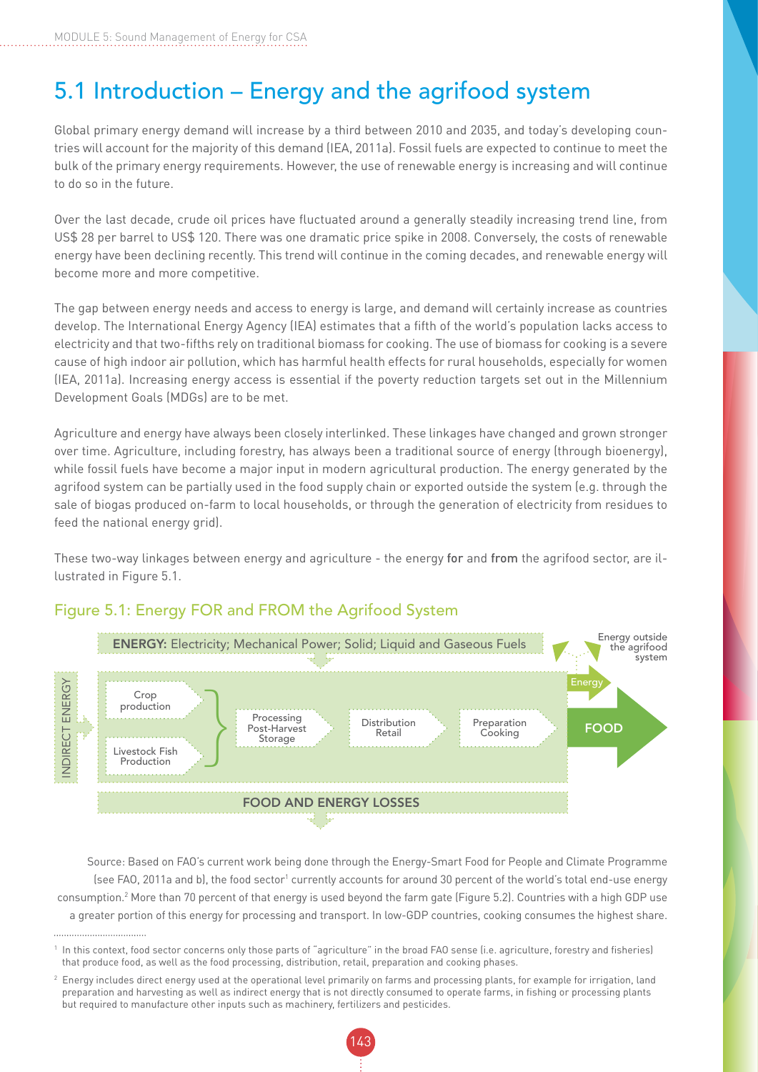# 5.1 Introduction – Energy and the agrifood system

Global primary energy demand will increase by a third between 2010 and 2035, and today's developing countries will account for the majority of this demand (IEA, 2011a). Fossil fuels are expected to continue to meet the bulk of the primary energy requirements. However, the use of renewable energy is increasing and will continue to do so in the future.

Over the last decade, crude oil prices have fluctuated around a generally steadily increasing trend line, from US$ 28 per barrel to US$ 120. There was one dramatic price spike in 2008. Conversely, the costs of renewable energy have been declining recently. This trend will continue in the coming decades, and renewable energy will become more and more competitive.

The gap between energy needs and access to energy is large, and demand will certainly increase as countries develop. The International Energy Agency (IEA) estimates that a fifth of the world's population lacks access to electricity and that two-fifths rely on traditional biomass for cooking. The use of biomass for cooking is a severe cause of high indoor air pollution, which has harmful health effects for rural households, especially for women (IEA, 2011a). Increasing energy access is essential if the poverty reduction targets set out in the Millennium Development Goals (MDGs) are to be met.

Agriculture and energy have always been closely interlinked. These linkages have changed and grown stronger over time. Agriculture, including forestry, has always been a traditional source of energy (through bioenergy), while fossil fuels have become a major input in modern agricultural production. The energy generated by the agrifood system can be partially used in the food supply chain or exported outside the system (e.g. through the sale of biogas produced on-farm to local households, or through the generation of electricity from residues to feed the national energy grid).

These two-way linkages between energy and agriculture - the energy **for** and **from** the agrifood sector, are illustrated in Figure 5.1.

## Figure 5.1: Energy FOR and FROM the Agrifood System

**ENERGY:** Electricity; Mechanical Power; Solid; Liquid and Gaseous Fuels

Energy outside the agrifood system

INDIRECT ENERGY

Crop production | Livestock Fish Production → Processing Post-Harvest Storage → Distribution Retail → Preparation Cooking → Energy / FOOD

FOOD AND ENERGY LOSSES

Source: Based on FAO's current work being done through the Energy-Smart Food for People and Climate Programme (see FAO, 2011a and b), the food sector[1] currently accounts for around 30 percent of the world's total end-use energy consumption.[2] More than 70 percent of that energy is used beyond the farm gate (Figure 5.2). Countries with a high GDP use a greater portion of this energy for processing and transport. In low-GDP countries, cooking consumes the highest share.

---

[1] In this context, food sector concerns only those parts of "agriculture" in the broad FAO sense (i.e. agriculture, forestry and fisheries) that produce food, as well as the food processing, distribution, retail, preparation and cooking phases.

[2] Energy includes direct energy used at the operational level primarily on farms and processing plants, for example for irrigation, land preparation and harvesting as well as indirect energy that is not directly consumed to operate farms, in fishing or processing plants but required to manufacture other inputs such as machinery, fertilizers and pesticides.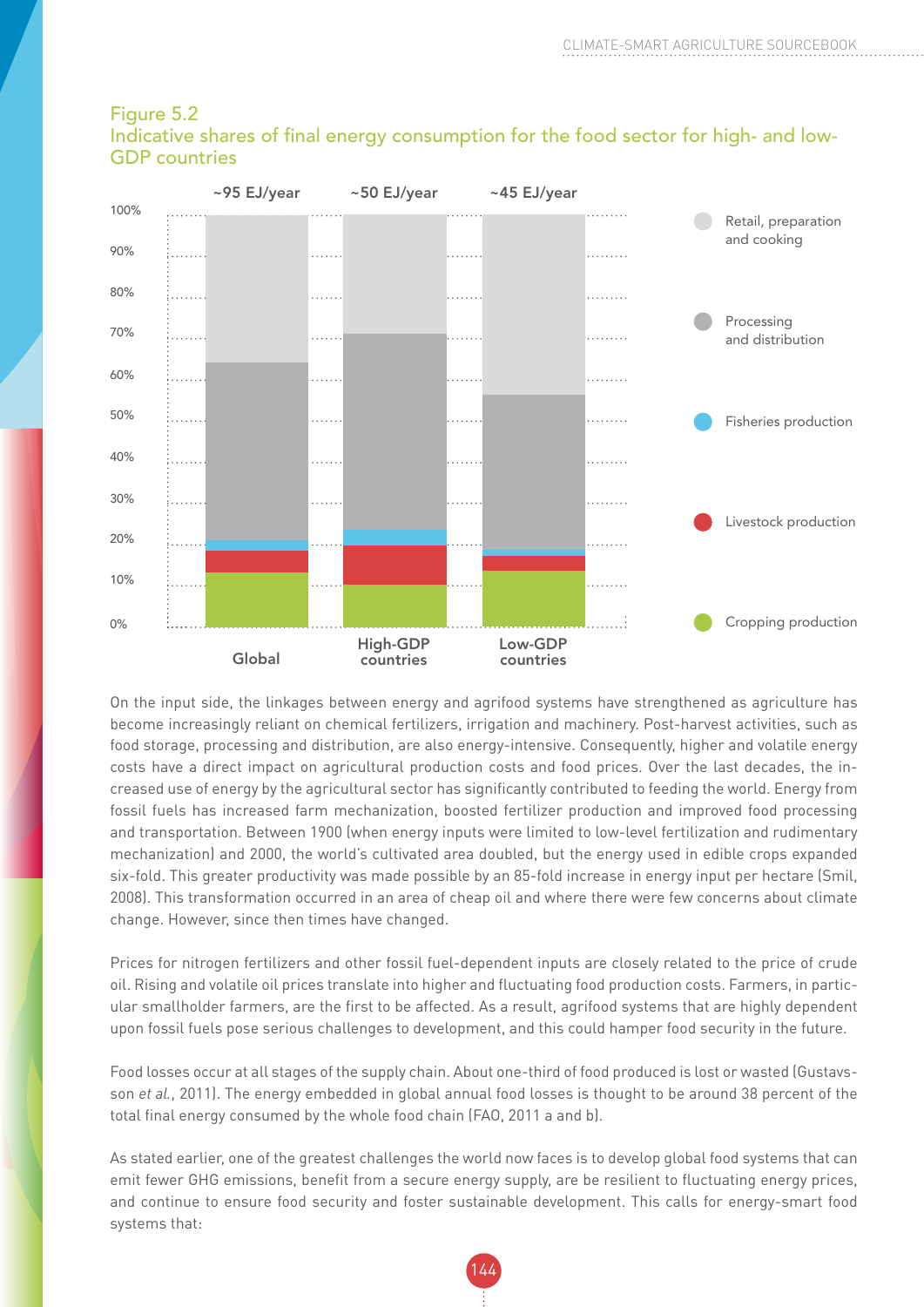Figure 5.2
Indicative shares of final energy consumption for the food sector for high- and low-GDP countries

On the input side, the linkages between energy and agrifood systems have strengthened as agriculture has become increasingly reliant on chemical fertilizers, irrigation and machinery. Post-harvest activities, such as food storage, processing and distribution, are also energy-intensive. Consequently, higher and volatile energy costs have a direct impact on agricultural production costs and food prices. Over the last decades, the increased use of energy by the agricultural sector has significantly contributed to feeding the world. Energy from fossil fuels has increased farm mechanization, boosted fertilizer production and improved food processing and transportation. Between 1900 (when energy inputs were limited to low-level fertilization and rudimentary mechanization) and 2000, the world's cultivated area doubled, but the energy used in edible crops expanded six-fold. This greater productivity was made possible by an 85-fold increase in energy input per hectare (Smil, 2008). This transformation occurred in an area of cheap oil and where there were few concerns about climate change. However, since then times have changed.

Prices for nitrogen fertilizers and other fossil fuel-dependent inputs are closely related to the price of crude oil. Rising and volatile oil prices translate into higher and fluctuating food production costs. Farmers, in particular smallholder farmers, are the first to be affected. As a result, agrifood systems that are highly dependent upon fossil fuels pose serious challenges to development, and this could hamper food security in the future.

Food losses occur at all stages of the supply chain. About one-third of food produced is lost or wasted (Gustavsson *et al.*, 2011). The energy embedded in global annual food losses is thought to be around 38 percent of the total final energy consumed by the whole food chain (FAO, 2011 a and b).

As stated earlier, one of the greatest challenges the world now faces is to develop global food systems that can emit fewer GHG emissions, benefit from a secure energy supply, are be resilient to fluctuating energy prices, and continue to ensure food security and foster sustainable development. This calls for energy-smart food systems that: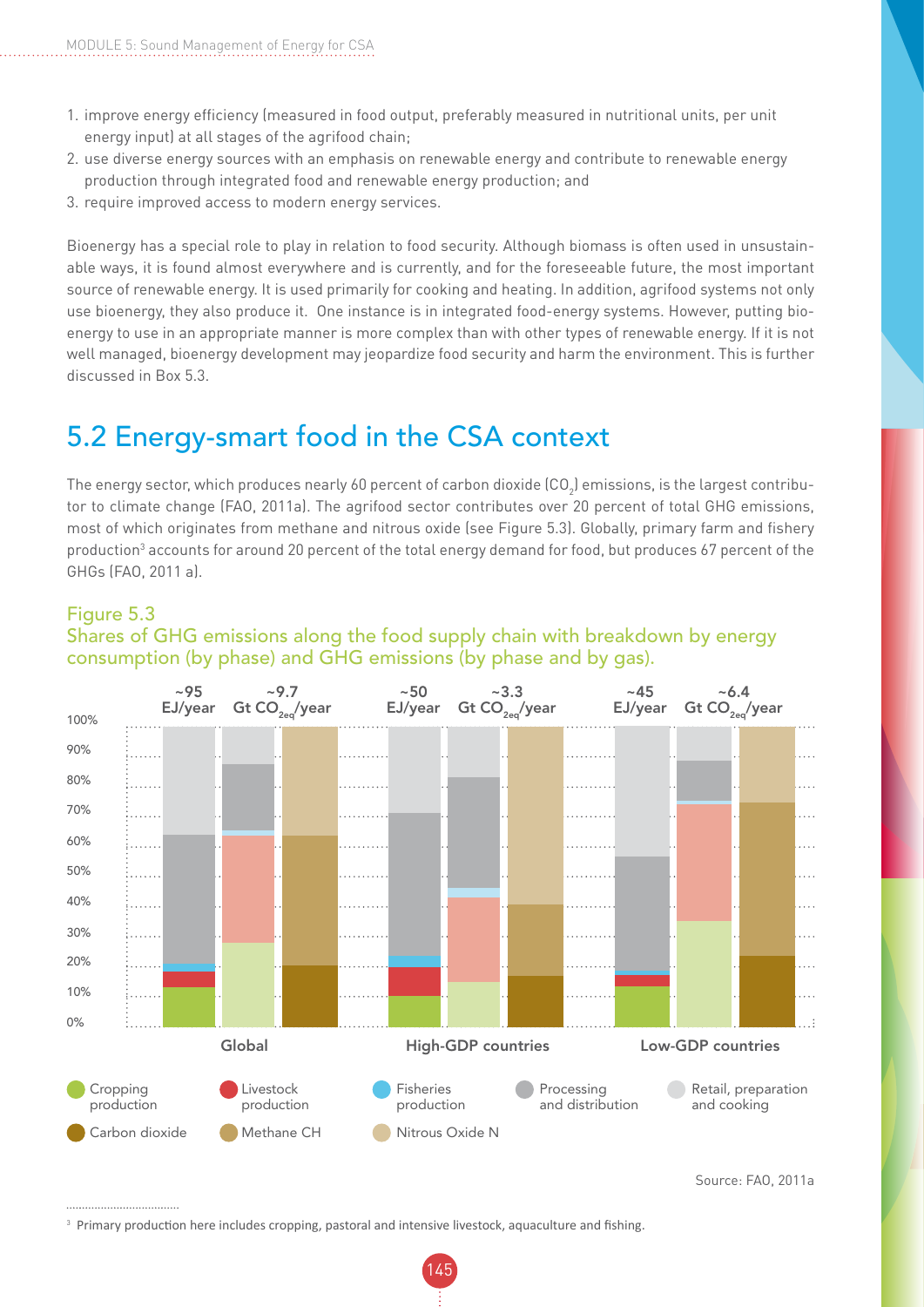1. improve energy efficiency (measured in food output, preferably measured in nutritional units, per unit energy input) at all stages of the agrifood chain;
2. use diverse energy sources with an emphasis on renewable energy and contribute to renewable energy production through integrated food and renewable energy production; and
3. require improved access to modern energy services.

Bioenergy has a special role to play in relation to food security. Although biomass is often used in unsustainable ways, it is found almost everywhere and is currently, and for the foreseeable future, the most important source of renewable energy. It is used primarily for cooking and heating. In addition, agrifood systems not only use bioenergy, they also produce it. One instance is in integrated food-energy systems. However, putting bioenergy to use in an appropriate manner is more complex than with other types of renewable energy. If it is not well managed, bioenergy development may jeopardize food security and harm the environment. This is further discussed in Box 5.3.

## 5.2 Energy-smart food in the CSA context

The energy sector, which produces nearly 60 percent of carbon dioxide ($CO_2$) emissions, is the largest contributor to climate change (FAO, 2011a). The agrifood sector contributes over 20 percent of total GHG emissions, most of which originates from methane and nitrous oxide (see Figure 5.3). Globally, primary farm and fishery production[3] accounts for around 20 percent of the total energy demand for food, but produces 67 percent of the GHGs (FAO, 2011 a).

Figure 5.3
Shares of GHG emissions along the food supply chain with breakdown by energy consumption (by phase) and GHG emissions (by phase and by gas).

| | Global | | | High-GDP countries | | | Low-GDP countries | | |
|---|---|---|---|---|---|---|---|---|---|
| | ~95 EJ/year | ~9.7 Gt $CO_{2eq}$/year | | ~50 EJ/year | ~3.3 Gt $CO_{2eq}$/year | | ~45 EJ/year | ~6.4 Gt $CO_{2eq}$/year | |

Legend: Cropping production; Livestock production; Fisheries production; Processing and distribution; Retail, preparation and cooking; Carbon dioxide; Methane CH; Nitrous Oxide N

Source: FAO, 2011a

[3] Primary production here includes cropping, pastoral and intensive livestock, aquaculture and fishing.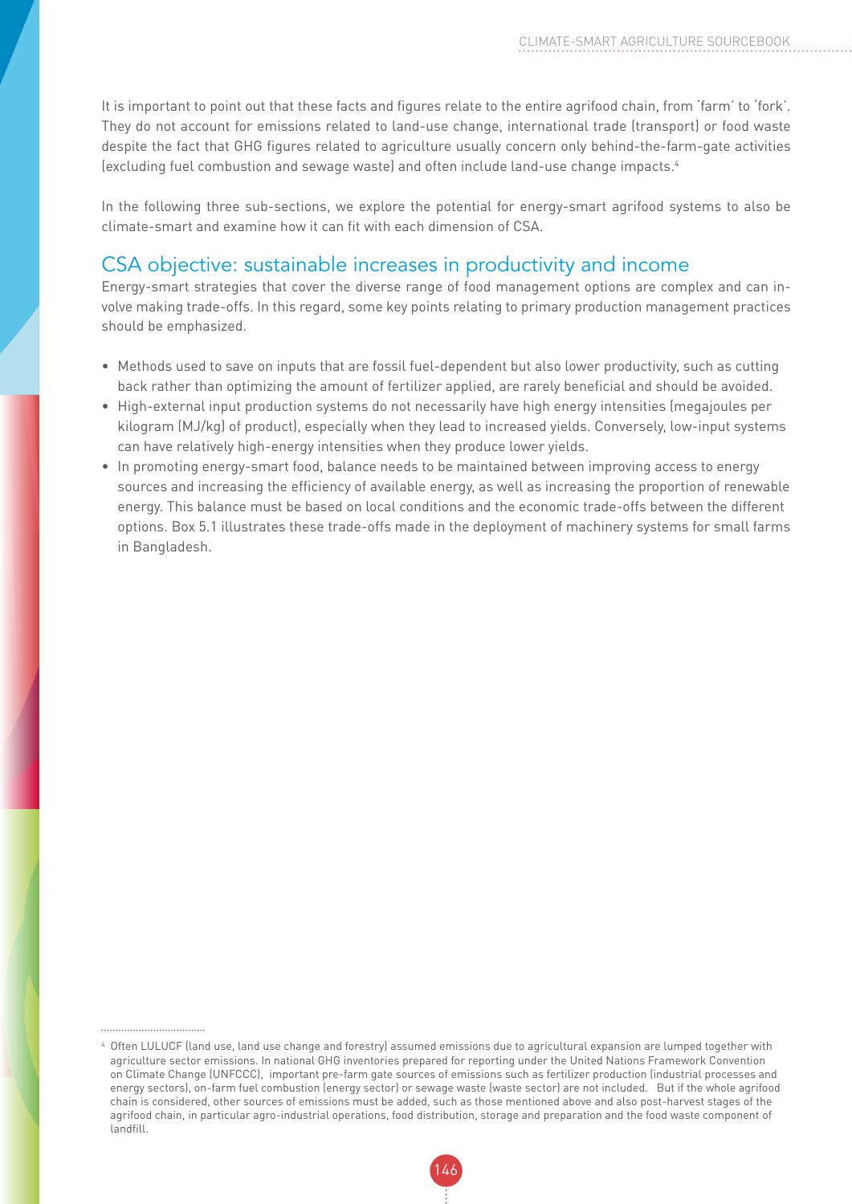It is important to point out that these facts and figures relate to the entire agrifood chain, from 'farm' to 'fork'. They do not account for emissions related to land-use change, international trade (transport) or food waste despite the fact that GHG figures related to agriculture usually concern only behind-the-farm-gate activities (excluding fuel combustion and sewage waste) and often include land-use change impacts.[4]

In the following three sub-sections, we explore the potential for energy-smart agrifood systems to also be climate-smart and examine how it can fit with each dimension of CSA.

## CSA objective: sustainable increases in productivity and income

Energy-smart strategies that cover the diverse range of food management options are complex and can involve making trade-offs. In this regard, some key points relating to primary production management practices should be emphasized.

- Methods used to save on inputs that are fossil fuel-dependent but also lower productivity, such as cutting back rather than optimizing the amount of fertilizer applied, are rarely beneficial and should be avoided.
- High-external input production systems do not necessarily have high energy intensities (megajoules per kilogram (MJ/kg) of product), especially when they lead to increased yields. Conversely, low-input systems can have relatively high-energy intensities when they produce lower yields.
- In promoting energy-smart food, balance needs to be maintained between improving access to energy sources and increasing the efficiency of available energy, as well as increasing the proportion of renewable energy. This balance must be based on local conditions and the economic trade-offs between the different options. Box 5.1 illustrates these trade-offs made in the deployment of machinery systems for small farms in Bangladesh.

---

[4] Often LULUCF (land use, land use change and forestry) assumed emissions due to agricultural expansion are lumped together with agriculture sector emissions. In national GHG inventories prepared for reporting under the United Nations Framework Convention on Climate Change (UNFCCC), important pre-farm gate sources of emissions such as fertilizer production (industrial processes and energy sectors), on-farm fuel combustion (energy sector) or sewage waste (waste sector) are not included. But if the whole agrifood chain is considered, other sources of emissions must be added, such as those mentioned above and also post-harvest stages of the agrifood chain, in particular agro-industrial operations, food distribution, storage and preparation and the food waste component of landfill.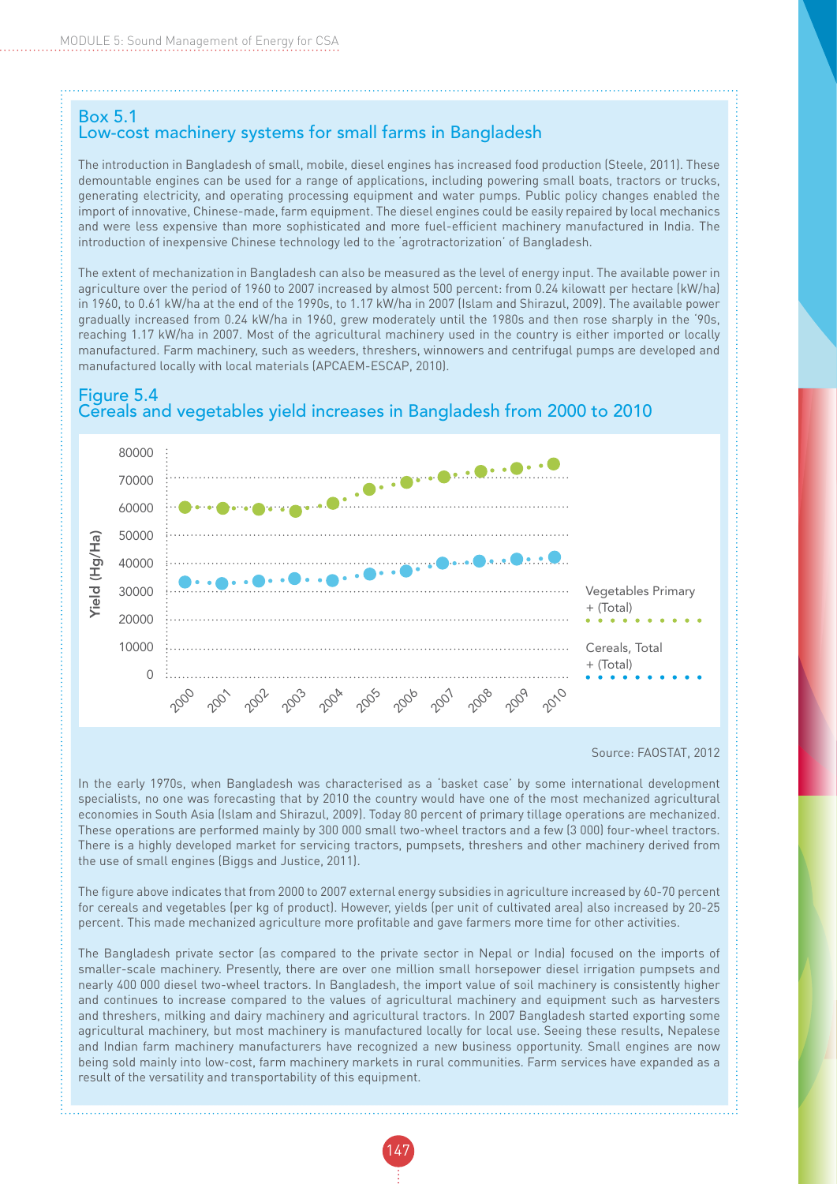## Box 5.1
## Low-cost machinery systems for small farms in Bangladesh

The introduction in Bangladesh of small, mobile, diesel engines has increased food production (Steele, 2011). These demountable engines can be used for a range of applications, including powering small boats, tractors or trucks, generating electricity, and operating processing equipment and water pumps. Public policy changes enabled the import of innovative, Chinese-made, farm equipment. The diesel engines could be easily repaired by local mechanics and were less expensive than more sophisticated and more fuel-efficient machinery manufactured in India. The introduction of inexpensive Chinese technology led to the 'agrotractorization' of Bangladesh.

The extent of mechanization in Bangladesh can also be measured as the level of energy input. The available power in agriculture over the period of 1960 to 2007 increased by almost 500 percent: from 0.24 kilowatt per hectare (kW/ha) in 1960, to 0.61 kW/ha at the end of the 1990s, to 1.17 kW/ha in 2007 (Islam and Shirazul, 2009). The available power gradually increased from 0.24 kW/ha in 1960, grew moderately until the 1980s and then rose sharply in the '90s, reaching 1.17 kW/ha in 2007. Most of the agricultural machinery used in the country is either imported or locally manufactured. Farm machinery, such as weeders, threshers, winnowers and centrifugal pumps are developed and manufactured locally with local materials (APCAEM-ESCAP, 2010).

### Figure 5.4
### Cereals and vegetables yield increases in Bangladesh from 2000 to 2010

Source: FAOSTAT, 2012

In the early 1970s, when Bangladesh was characterised as a 'basket case' by some international development specialists, no one was forecasting that by 2010 the country would have one of the most mechanized agricultural economies in South Asia (Islam and Shirazul, 2009). Today 80 percent of primary tillage operations are mechanized. These operations are performed mainly by 300 000 small two-wheel tractors and a few (3 000) four-wheel tractors. There is a highly developed market for servicing tractors, pumpsets, threshers and other machinery derived from the use of small engines (Biggs and Justice, 2011).

The figure above indicates that from 2000 to 2007 external energy subsidies in agriculture increased by 60-70 percent for cereals and vegetables (per kg of product). However, yields (per unit of cultivated area) also increased by 20-25 percent. This made mechanized agriculture more profitable and gave farmers more time for other activities.

The Bangladesh private sector (as compared to the private sector in Nepal or India) focused on the imports of smaller-scale machinery. Presently, there are over one million small horsepower diesel irrigation pumpsets and nearly 400 000 diesel two-wheel tractors. In Bangladesh, the import value of soil machinery is consistently higher and continues to increase compared to the values of agricultural machinery and equipment such as harvesters and threshers, milking and dairy machinery and agricultural tractors. In 2007 Bangladesh started exporting some agricultural machinery, but most machinery is manufactured locally for local use. Seeing these results, Nepalese and Indian farm machinery manufacturers have recognized a new business opportunity. Small engines are now being sold mainly into low-cost, farm machinery markets in rural communities. Farm services have expanded as a result of the versatility and transportability of this equipment.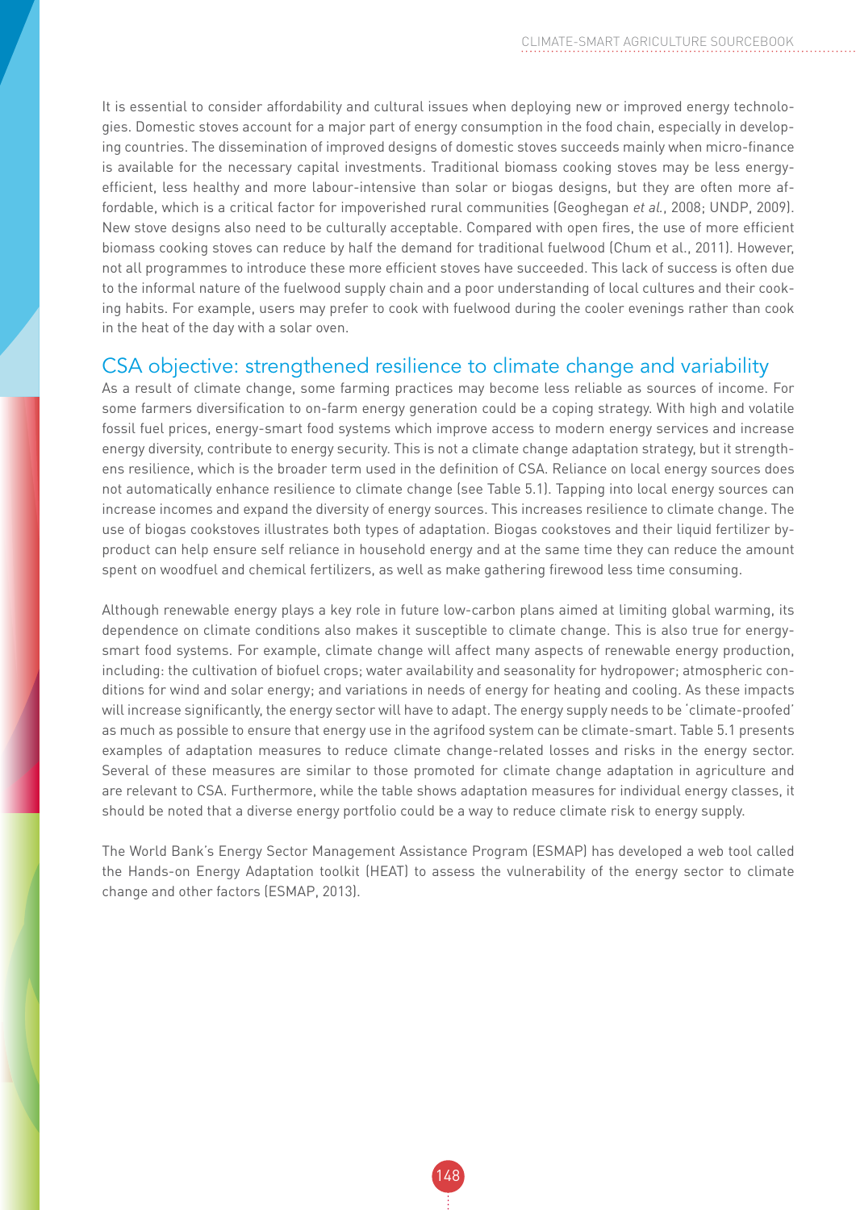It is essential to consider affordability and cultural issues when deploying new or improved energy technologies. Domestic stoves account for a major part of energy consumption in the food chain, especially in developing countries. The dissemination of improved designs of domestic stoves succeeds mainly when micro-finance is available for the necessary capital investments. Traditional biomass cooking stoves may be less energy-efficient, less healthy and more labour-intensive than solar or biogas designs, but they are often more affordable, which is a critical factor for impoverished rural communities (Geoghegan *et al.*, 2008; UNDP, 2009). New stove designs also need to be culturally acceptable. Compared with open fires, the use of more efficient biomass cooking stoves can reduce by half the demand for traditional fuelwood (Chum et al., 2011). However, not all programmes to introduce these more efficient stoves have succeeded. This lack of success is often due to the informal nature of the fuelwood supply chain and a poor understanding of local cultures and their cooking habits. For example, users may prefer to cook with fuelwood during the cooler evenings rather than cook in the heat of the day with a solar oven.

## CSA objective: strengthened resilience to climate change and variability

As a result of climate change, some farming practices may become less reliable as sources of income. For some farmers diversification to on-farm energy generation could be a coping strategy. With high and volatile fossil fuel prices, energy-smart food systems which improve access to modern energy services and increase energy diversity, contribute to energy security. This is not a climate change adaptation strategy, but it strengthens resilience, which is the broader term used in the definition of CSA. Reliance on local energy sources does not automatically enhance resilience to climate change (see Table 5.1). Tapping into local energy sources can increase incomes and expand the diversity of energy sources. This increases resilience to climate change. The use of biogas cookstoves illustrates both types of adaptation. Biogas cookstoves and their liquid fertilizer by-product can help ensure self reliance in household energy and at the same time they can reduce the amount spent on woodfuel and chemical fertilizers, as well as make gathering firewood less time consuming.

Although renewable energy plays a key role in future low-carbon plans aimed at limiting global warming, its dependence on climate conditions also makes it susceptible to climate change. This is also true for energy-smart food systems. For example, climate change will affect many aspects of renewable energy production, including: the cultivation of biofuel crops; water availability and seasonality for hydropower; atmospheric conditions for wind and solar energy; and variations in needs of energy for heating and cooling. As these impacts will increase significantly, the energy sector will have to adapt. The energy supply needs to be 'climate-proofed' as much as possible to ensure that energy use in the agrifood system can be climate-smart. Table 5.1 presents examples of adaptation measures to reduce climate change-related losses and risks in the energy sector. Several of these measures are similar to those promoted for climate change adaptation in agriculture and are relevant to CSA. Furthermore, while the table shows adaptation measures for individual energy classes, it should be noted that a diverse energy portfolio could be a way to reduce climate risk to energy supply.

The World Bank's Energy Sector Management Assistance Program (ESMAP) has developed a web tool called the Hands-on Energy Adaptation toolkit (HEAT) to assess the vulnerability of the energy sector to climate change and other factors (ESMAP, 2013).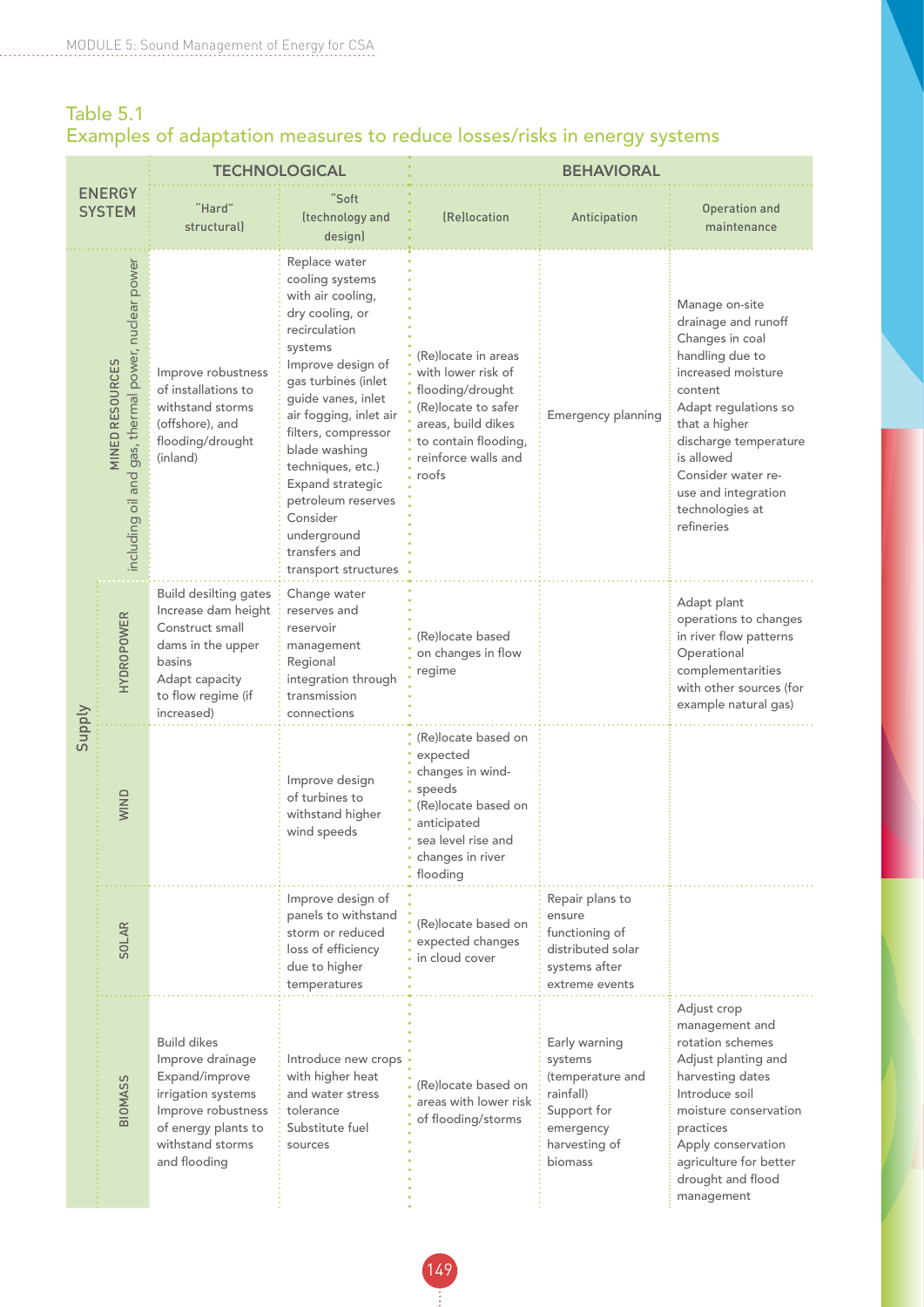## Table 5.1
## Examples of adaptation measures to reduce losses/risks in energy systems

| ENERGY SYSTEM | | TECHNOLOGICAL | | BEHAVIORAL | | |
|---|---|---|---|---|---|---|
| | | "Hard" (structural) | "Soft (technology and design) | (Re)location | Anticipation | Operation and maintenance |
| Supply | MINED RESOURCES including oil and gas, thermal power, nuclear power | Improve robustness of installations to withstand storms (offshore), and flooding/drought (inland) | Replace water cooling systems with air cooling, dry cooling, or recirculation systems<br>Improve design of gas turbines (inlet guide vanes, inlet air fogging, inlet air filters, compressor blade washing techniques, etc.)<br>Expand strategic petroleum reserves<br>Consider underground transfers and transport structures | (Re)locate in areas with lower risk of flooding/drought<br>(Re)locate to safer areas, build dikes to contain flooding, reinforce walls and roofs | Emergency planning | Manage on-site drainage and runoff<br>Changes in coal handling due to increased moisture content<br>Adapt regulations so that a higher discharge temperature is allowed<br>Consider water re-use and integration technologies at refineries |
| | HYDROPOWER | Build desilting gates<br>Increase dam height<br>Construct small dams in the upper basins<br>Adapt capacity to flow regime (if increased) | Change water reserves and reservoir management<br>Regional integration through transmission connections | (Re)locate based on changes in flow regime | | Adapt plant operations to changes in river flow patterns<br>Operational complementarities with other sources (for example natural gas) |
| | WIND | | Improve design of turbines to withstand higher wind speeds | (Re)locate based on expected changes in wind-speeds<br>(Re)locate based on anticipated sea level rise and changes in river flooding | | |
| | SOLAR | | Improve design of panels to withstand storm or reduced loss of efficiency due to higher temperatures | (Re)locate based on expected changes in cloud cover | Repair plans to ensure functioning of distributed solar systems after extreme events | |
| | BIOMASS | Build dikes<br>Improve drainage<br>Expand/improve irrigation systems<br>Improve robustness of energy plants to withstand storms and flooding | Introduce new crops with higher heat and water stress tolerance<br>Substitute fuel sources | (Re)locate based on areas with lower risk of flooding/storms | Early warning systems (temperature and rainfall)<br>Support for emergency harvesting of biomass | Adjust crop management and rotation schemes<br>Adjust planting and harvesting dates<br>Introduce soil moisture conservation practices<br>Apply conservation agriculture for better drought and flood management |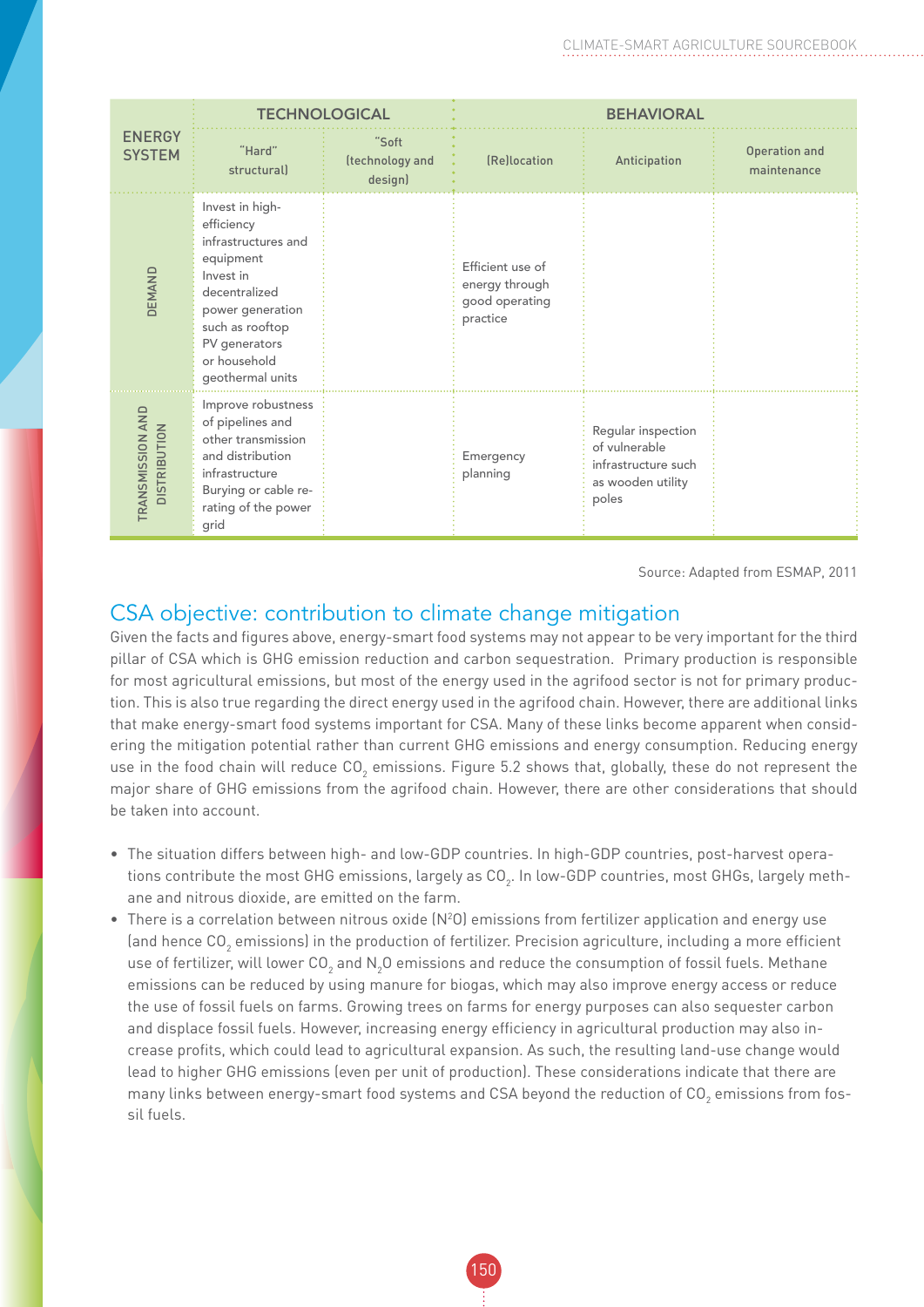| ENERGY SYSTEM | TECHNOLOGICAL | | BEHAVIORAL | | |
|---|---|---|---|---|---|
| | "Hard" structural) | "Soft (technology and design) | (Re)location | Anticipation | Operation and maintenance |
| DEMAND | Invest in high-efficiency infrastructures and equipment<br>Invest in decentralized power generation such as rooftop PV generators or household geothermal units | | Efficient use of energy through good operating practice | | |
| TRANSMISSION AND DISTRIBUTION | Improve robustness of pipelines and other transmission and distribution infrastructure<br>Burying or cable re-rating of the power grid | | Emergency planning | Regular inspection of vulnerable infrastructure such as wooden utility poles | |

Source: Adapted from ESMAP, 2011

## CSA objective: contribution to climate change mitigation

Given the facts and figures above, energy-smart food systems may not appear to be very important for the third pillar of CSA which is GHG emission reduction and carbon sequestration. Primary production is responsible for most agricultural emissions, but most of the energy used in the agrifood sector is not for primary production. This is also true regarding the direct energy used in the agrifood chain. However, there are additional links that make energy-smart food systems important for CSA. Many of these links become apparent when considering the mitigation potential rather than current GHG emissions and energy consumption. Reducing energy use in the food chain will reduce $CO_2$ emissions. Figure 5.2 shows that, globally, these do not represent the major share of GHG emissions from the agrifood chain. However, there are other considerations that should be taken into account.

- The situation differs between high- and low-GDP countries. In high-GDP countries, post-harvest operations contribute the most GHG emissions, largely as $CO_2$. In low-GDP countries, most GHGs, largely methane and nitrous dioxide, are emitted on the farm.
- There is a correlation between nitrous oxide ($N^2O$) emissions from fertilizer application and energy use (and hence $CO_2$ emissions) in the production of fertilizer. Precision agriculture, including a more efficient use of fertilizer, will lower $CO_2$ and $N_2O$ emissions and reduce the consumption of fossil fuels. Methane emissions can be reduced by using manure for biogas, which may also improve energy access or reduce the use of fossil fuels on farms. Growing trees on farms for energy purposes can also sequester carbon and displace fossil fuels. However, increasing energy efficiency in agricultural production may also increase profits, which could lead to agricultural expansion. As such, the resulting land-use change would lead to higher GHG emissions (even per unit of production). These considerations indicate that there are many links between energy-smart food systems and CSA beyond the reduction of $CO_2$ emissions from fossil fuels.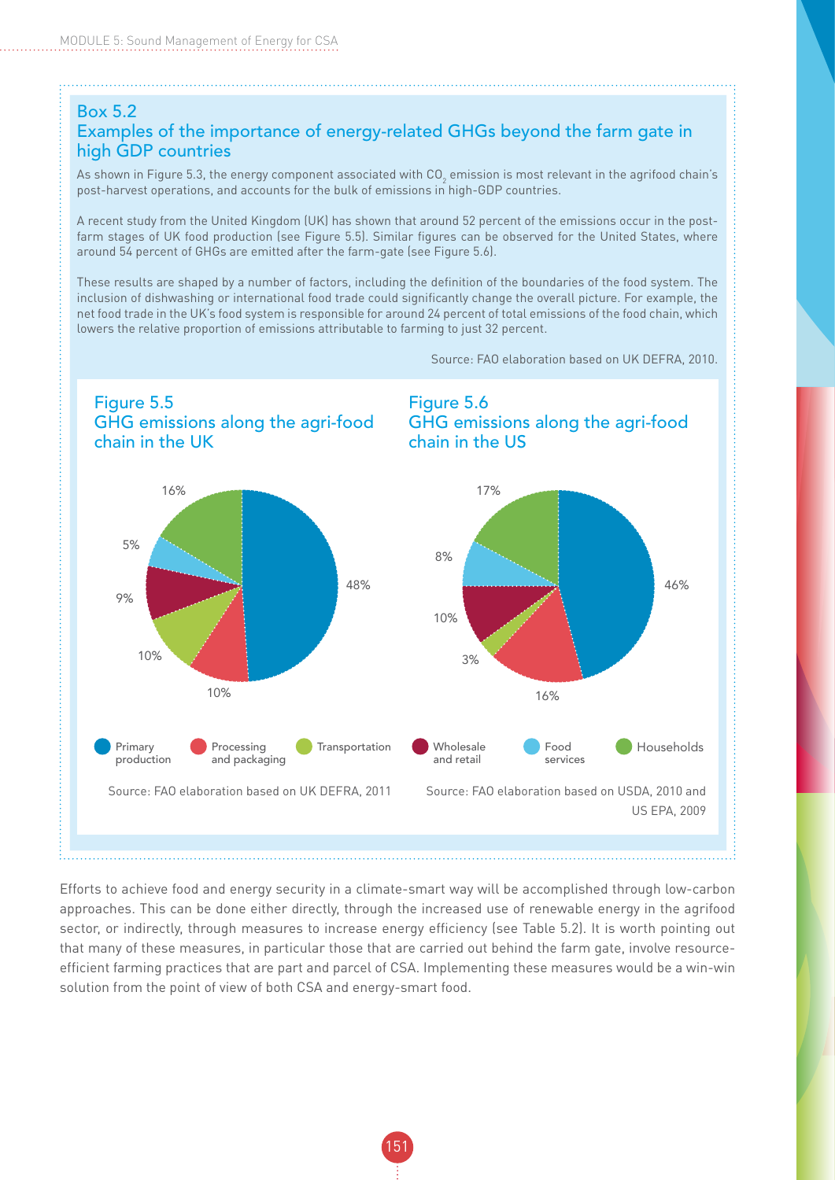## Box 5.2
## Examples of the importance of energy-related GHGs beyond the farm gate in high GDP countries

As shown in Figure 5.3, the energy component associated with $CO_2$ emission is most relevant in the agrifood chain's post-harvest operations, and accounts for the bulk of emissions in high-GDP countries.

A recent study from the United Kingdom (UK) has shown that around 52 percent of the emissions occur in the post-farm stages of UK food production (see Figure 5.5). Similar figures can be observed for the United States, where around 54 percent of GHGs are emitted after the farm-gate (see Figure 5.6).

These results are shaped by a number of factors, including the definition of the boundaries of the food system. The inclusion of dishwashing or international food trade could significantly change the overall picture. For example, the net food trade in the UK's food system is responsible for around 24 percent of total emissions of the food chain, which lowers the relative proportion of emissions attributable to farming to just 32 percent.

Source: FAO elaboration based on UK DEFRA, 2010.

### Figure 5.5
### GHG emissions along the agri-food chain in the UK

| Stage | Share |
|---|---|
| Primary production | 48% |
| Processing and packaging | 10% |
| Transportation | 10% |
| Wholesale and retail | 9% |
| Food services | 5% |
| Households | 16% |

Source: FAO elaboration based on UK DEFRA, 2011

### Figure 5.6
### GHG emissions along the agri-food chain in the US

| Stage | Share |
|---|---|
| Primary production | 46% |
| Processing and packaging | 16% |
| Transportation | 3% |
| Wholesale and retail | 10% |
| Food services | 8% |
| Households | 17% |

Source: FAO elaboration based on USDA, 2010 and US EPA, 2009

Efforts to achieve food and energy security in a climate-smart way will be accomplished through low-carbon approaches. This can be done either directly, through the increased use of renewable energy in the agrifood sector, or indirectly, through measures to increase energy efficiency (see Table 5.2). It is worth pointing out that many of these measures, in particular those that are carried out behind the farm gate, involve resource-efficient farming practices that are part and parcel of CSA. Implementing these measures would be a win-win solution from the point of view of both CSA and energy-smart food.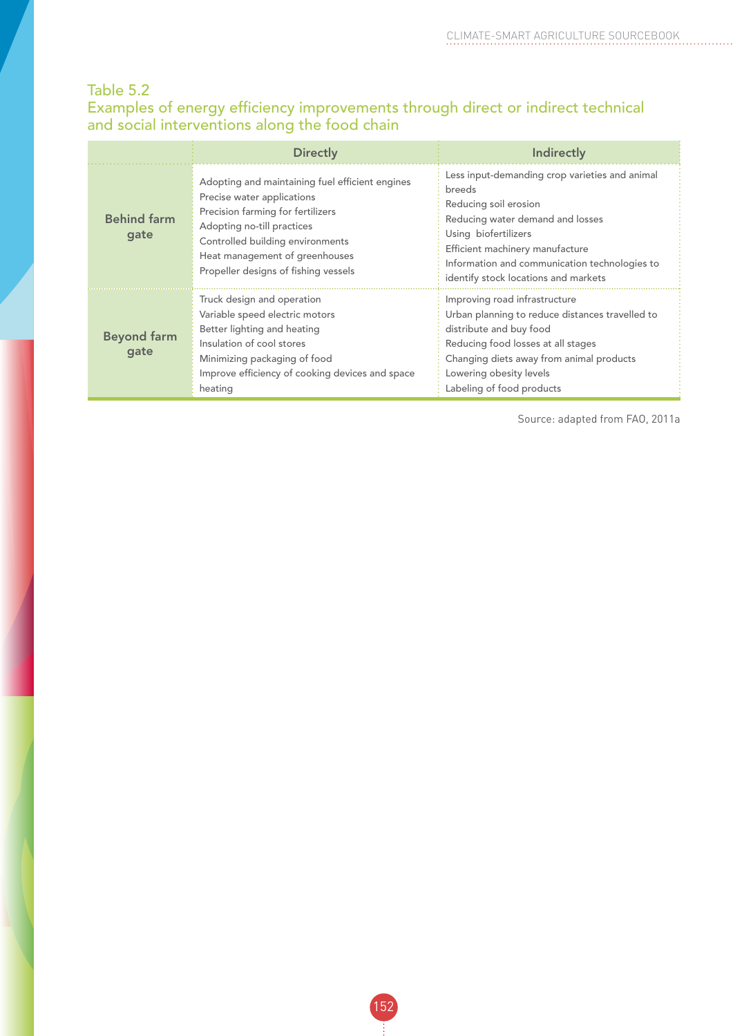Table 5.2
Examples of energy efficiency improvements through direct or indirect technical and social interventions along the food chain

| | Directly | Indirectly |
|---|---|---|
| **Behind farm gate** | Adopting and maintaining fuel efficient engines<br>Precise water applications<br>Precision farming for fertilizers<br>Adopting no-till practices<br>Controlled building environments<br>Heat management of greenhouses<br>Propeller designs of fishing vessels | Less input-demanding crop varieties and animal breeds<br>Reducing soil erosion<br>Reducing water demand and losses<br>Using biofertilizers<br>Efficient machinery manufacture<br>Information and communication technologies to identify stock locations and markets |
| **Beyond farm gate** | Truck design and operation<br>Variable speed electric motors<br>Better lighting and heating<br>Insulation of cool stores<br>Minimizing packaging of food<br>Improve efficiency of cooking devices and space heating | Improving road infrastructure<br>Urban planning to reduce distances travelled to distribute and buy food<br>Reducing food losses at all stages<br>Changing diets away from animal products<br>Lowering obesity levels<br>Labeling of food products |

Source: adapted from FAO, 2011a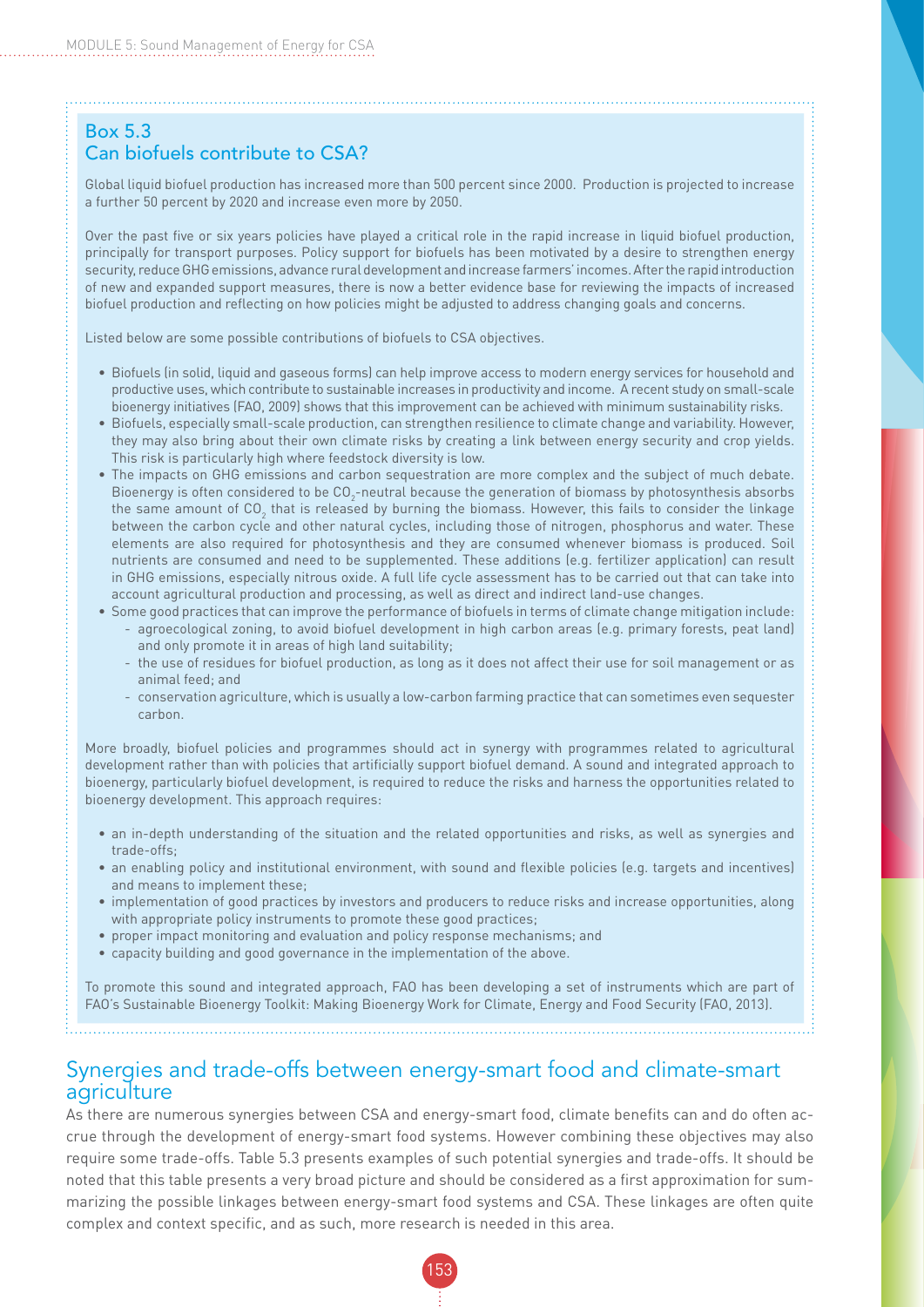### Box 5.3
### Can biofuels contribute to CSA?

Global liquid biofuel production has increased more than 500 percent since 2000. Production is projected to increase a further 50 percent by 2020 and increase even more by 2050.

Over the past five or six years policies have played a critical role in the rapid increase in liquid biofuel production, principally for transport purposes. Policy support for biofuels has been motivated by a desire to strengthen energy security, reduce GHG emissions, advance rural development and increase farmers' incomes. After the rapid introduction of new and expanded support measures, there is now a better evidence base for reviewing the impacts of increased biofuel production and reflecting on how policies might be adjusted to address changing goals and concerns.

Listed below are some possible contributions of biofuels to CSA objectives.

- Biofuels (in solid, liquid and gaseous forms) can help improve access to modern energy services for household and productive uses, which contribute to sustainable increases in productivity and income. A recent study on small-scale bioenergy initiatives (FAO, 2009) shows that this improvement can be achieved with minimum sustainability risks.
- Biofuels, especially small-scale production, can strengthen resilience to climate change and variability. However, they may also bring about their own climate risks by creating a link between energy security and crop yields. This risk is particularly high where feedstock diversity is low.
- The impacts on GHG emissions and carbon sequestration are more complex and the subject of much debate. Bioenergy is often considered to be $CO_2$-neutral because the generation of biomass by photosynthesis absorbs the same amount of $CO_2$ that is released by burning the biomass. However, this fails to consider the linkage between the carbon cycle and other natural cycles, including those of nitrogen, phosphorus and water. These elements are also required for photosynthesis and they are consumed whenever biomass is produced. Soil nutrients are consumed and need to be supplemented. These additions (e.g. fertilizer application) can result in GHG emissions, especially nitrous oxide. A full life cycle assessment has to be carried out that can take into account agricultural production and processing, as well as direct and indirect land-use changes.
- Some good practices that can improve the performance of biofuels in terms of climate change mitigation include:
  - agroecological zoning, to avoid biofuel development in high carbon areas (e.g. primary forests, peat land) and only promote it in areas of high land suitability;
  - the use of residues for biofuel production, as long as it does not affect their use for soil management or as animal feed; and
  - conservation agriculture, which is usually a low-carbon farming practice that can sometimes even sequester carbon.

More broadly, biofuel policies and programmes should act in synergy with programmes related to agricultural development rather than with policies that artificially support biofuel demand. A sound and integrated approach to bioenergy, particularly biofuel development, is required to reduce the risks and harness the opportunities related to bioenergy development. This approach requires:

- an in-depth understanding of the situation and the related opportunities and risks, as well as synergies and trade-offs;
- an enabling policy and institutional environment, with sound and flexible policies (e.g. targets and incentives) and means to implement these;
- implementation of good practices by investors and producers to reduce risks and increase opportunities, along with appropriate policy instruments to promote these good practices;
- proper impact monitoring and evaluation and policy response mechanisms; and
- capacity building and good governance in the implementation of the above.

To promote this sound and integrated approach, FAO has been developing a set of instruments which are part of FAO's Sustainable Bioenergy Toolkit: Making Bioenergy Work for Climate, Energy and Food Security (FAO, 2013).

## Synergies and trade-offs between energy-smart food and climate-smart agriculture

As there are numerous synergies between CSA and energy-smart food, climate benefits can and do often accrue through the development of energy-smart food systems. However combining these objectives may also require some trade-offs. Table 5.3 presents examples of such potential synergies and trade-offs. It should be noted that this table presents a very broad picture and should be considered as a first approximation for summarizing the possible linkages between energy-smart food systems and CSA. These linkages are often quite complex and context specific, and as such, more research is needed in this area.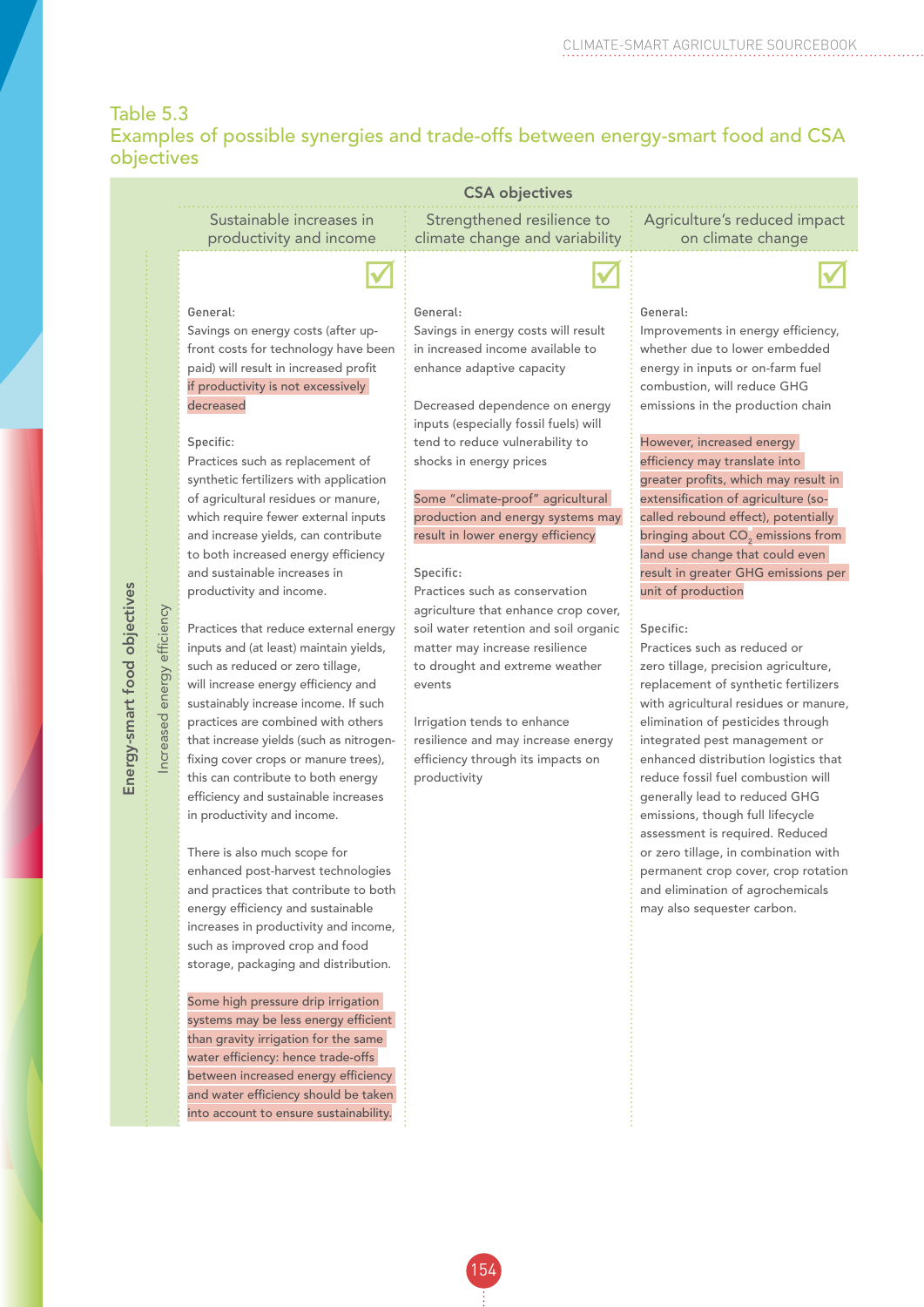### Table 5.3
### Examples of possible synergies and trade-offs between energy-smart food and CSA objectives

| Energy-smart food objectives | CSA objectives: Sustainable increases in productivity and income | CSA objectives: Strengthened resilience to climate change and variability | CSA objectives: Agriculture's reduced impact on climate change |
|---|---|---|---|
| Increased energy efficiency | ☑ <br><br> General: <br> Savings on energy costs (after up-front costs for technology have been paid) will result in increased profit if productivity is not excessively decreased <br><br> Specific: <br> Practices such as replacement of synthetic fertilizers with application of agricultural residues or manure, which require fewer external inputs and increase yields, can contribute to both increased energy efficiency and sustainable increases in productivity and income. <br><br> Practices that reduce external energy inputs and (at least) maintain yields, such as reduced or zero tillage, will increase energy efficiency and sustainably increase income. If such practices are combined with others that increase yields (such as nitrogen-fixing cover crops or manure trees), this can contribute to both energy efficiency and sustainable increases in productivity and income. <br><br> There is also much scope for enhanced post-harvest technologies and practices that contribute to both energy efficiency and sustainable increases in productivity and income, such as improved crop and food storage, packaging and distribution. <br><br> Some high pressure drip irrigation systems may be less energy efficient than gravity irrigation for the same water efficiency: hence trade-offs between increased energy efficiency and water efficiency should be taken into account to ensure sustainability. | ☑ <br><br> General: <br> Savings in energy costs will result in increased income available to enhance adaptive capacity <br><br> Decreased dependence on energy inputs (especially fossil fuels) will tend to reduce vulnerability to shocks in energy prices <br><br> Some "climate-proof" agricultural production and energy systems may result in lower energy efficiency <br><br> Specific: <br> Practices such as conservation agriculture that enhance crop cover, soil water retention and soil organic matter may increase resilience to drought and extreme weather events <br><br> Irrigation tends to enhance resilience and may increase energy efficiency through its impacts on productivity | ☑ <br><br> General: <br> Improvements in energy efficiency, whether due to lower embedded energy in inputs or on-farm fuel combustion, will reduce GHG emissions in the production chain <br><br> However, increased energy efficiency may translate into greater profits, which may result in extensification of agriculture (so-called rebound effect), potentially bringing about $CO_2$ emissions from land use change that could even result in greater GHG emissions per unit of production <br><br> Specific: <br> Practices such as reduced or zero tillage, precision agriculture, replacement of synthetic fertilizers with agricultural residues or manure, elimination of pesticides through integrated pest management or enhanced distribution logistics that reduce fossil fuel combustion will generally lead to reduced GHG emissions, though full lifecycle assessment is required. Reduced or zero tillage, in combination with permanent crop cover, crop rotation and elimination of agrochemicals may also sequester carbon. |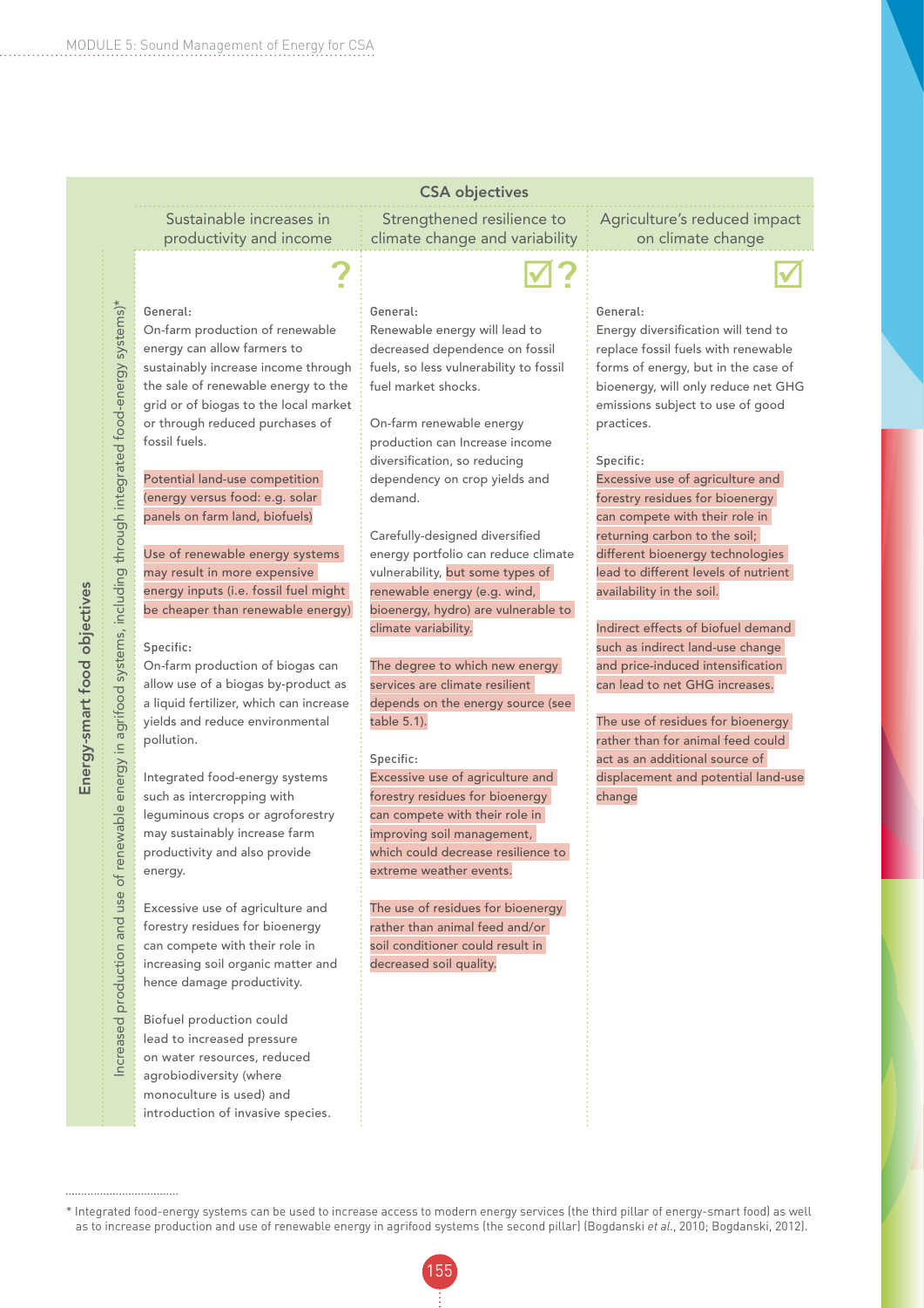| Energy-smart food objectives: Increased production and use of renewable energy in agrifood systems, including through integrated food-energy systems)* | CSA objectives: Sustainable increases in productivity and income | CSA objectives: Strengthened resilience to climate change and variability | CSA objectives: Agriculture's reduced impact on climate change |
|---|---|---|---|
| | ? | ☑? | ☑ |
| | General:<br>On-farm production of renewable energy can allow farmers to sustainably increase income through the sale of renewable energy to the grid or of biogas to the local market or through reduced purchases of fossil fuels.<br><br>Potential land-use competition (energy versus food: e.g. solar panels on farm land, biofuels)<br><br>Use of renewable energy systems may result in more expensive energy inputs (i.e. fossil fuel might be cheaper than renewable energy)<br><br>Specific:<br>On-farm production of biogas can allow use of a biogas by-product as a liquid fertilizer, which can increase yields and reduce environmental pollution.<br><br>Integrated food-energy systems such as intercropping with leguminous crops or agroforestry may sustainably increase farm productivity and also provide energy.<br><br>Excessive use of agriculture and forestry residues for bioenergy can compete with their role in increasing soil organic matter and hence damage productivity.<br><br>Biofuel production could lead to increased pressure on water resources, reduced agrobiodiversity (where monoculture is used) and introduction of invasive species. | General:<br>Renewable energy will lead to decreased dependence on fossil fuels, so less vulnerability to fossil fuel market shocks.<br><br>On-farm renewable energy production can Increase income diversification, so reducing dependency on crop yields and demand.<br><br>Carefully-designed diversified energy portfolio can reduce climate vulnerability, but some types of renewable energy (e.g. wind, bioenergy, hydro) are vulnerable to climate variability.<br><br>The degree to which new energy services are climate resilient depends on the energy source (see table 5.1).<br><br>Specific:<br>Excessive use of agriculture and forestry residues for bioenergy can compete with their role in improving soil management, which could decrease resilience to extreme weather events.<br><br>The use of residues for bioenergy rather than animal feed and/or soil conditioner could result in decreased soil quality. | General:<br>Energy diversification will tend to replace fossil fuels with renewable forms of energy, but in the case of bioenergy, will only reduce net GHG emissions subject to use of good practices.<br><br>Specific:<br>Excessive use of agriculture and forestry residues for bioenergy can compete with their role in returning carbon to the soil; different bioenergy technologies lead to different levels of nutrient availability in the soil.<br><br>Indirect effects of biofuel demand such as indirect land-use change and price-induced intensification can lead to net GHG increases.<br><br>The use of residues for bioenergy rather than for animal feed could act as an additional source of displacement and potential land-use change |

\* Integrated food-energy systems can be used to increase access to modern energy services (the third pillar of energy-smart food) as well as to increase production and use of renewable energy in agrifood systems (the second pillar) (Bogdanski *et al.*, 2010; Bogdanski, 2012).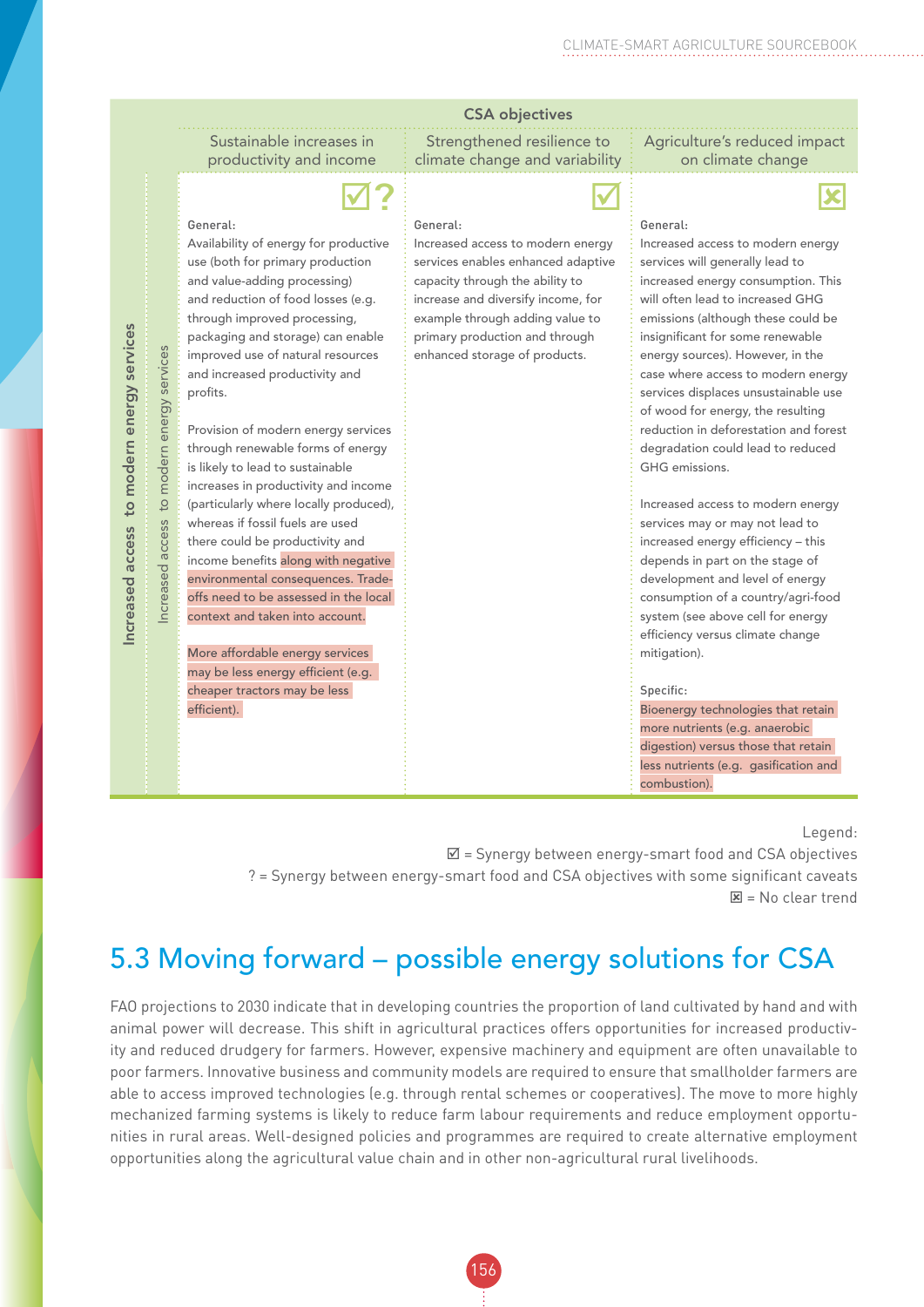| | | CSA objectives | | |
|---|---|---|---|---|
| | | Sustainable increases in productivity and income | Strengthened resilience to climate change and variability | Agriculture's reduced impact on climate change |
| Increased access to modern energy services | Increased access to modern energy services | ☑ ?<br><br>General:<br>Availability of energy for productive use (both for primary production and value-adding processing) and reduction of food losses (e.g. through improved processing, packaging and storage) can enable improved use of natural resources and increased productivity and profits.<br><br>Provision of modern energy services through renewable forms of energy is likely to lead to sustainable increases in productivity and income (particularly where locally produced), whereas if fossil fuels are used there could be productivity and income benefits along with negative environmental consequences. Trade-offs need to be assessed in the local context and taken into account.<br><br>More affordable energy services may be less energy efficient (e.g. cheaper tractors may be less efficient). | ☑<br><br>General:<br>Increased access to modern energy services enables enhanced adaptive capacity through the ability to increase and diversify income, for example through adding value to primary production and through enhanced storage of products. | ☒<br><br>General:<br>Increased access to modern energy services will generally lead to increased energy consumption. This will often lead to increased GHG emissions (although these could be insignificant for some renewable energy sources). However, in the case where access to modern energy services displaces unsustainable use of wood for energy, the resulting reduction in deforestation and forest degradation could lead to reduced GHG emissions.<br><br>Increased access to modern energy services may or may not lead to increased energy efficiency – this depends in part on the stage of development and level of energy consumption of a country/agri-food system (see above cell for energy efficiency versus climate change mitigation).<br><br>Specific:<br>Bioenergy technologies that retain more nutrients (e.g. anaerobic digestion) versus those that retain less nutrients (e.g. gasification and combustion). |

Legend:
☑ = Synergy between energy-smart food and CSA objectives
? = Synergy between energy-smart food and CSA objectives with some significant caveats
☒ = No clear trend

## 5.3 Moving forward – possible energy solutions for CSA

FAO projections to 2030 indicate that in developing countries the proportion of land cultivated by hand and with animal power will decrease. This shift in agricultural practices offers opportunities for increased productivity and reduced drudgery for farmers. However, expensive machinery and equipment are often unavailable to poor farmers. Innovative business and community models are required to ensure that smallholder farmers are able to access improved technologies (e.g. through rental schemes or cooperatives). The move to more highly mechanized farming systems is likely to reduce farm labour requirements and reduce employment opportunities in rural areas. Well-designed policies and programmes are required to create alternative employment opportunities along the agricultural value chain and in other non-agricultural rural livelihoods.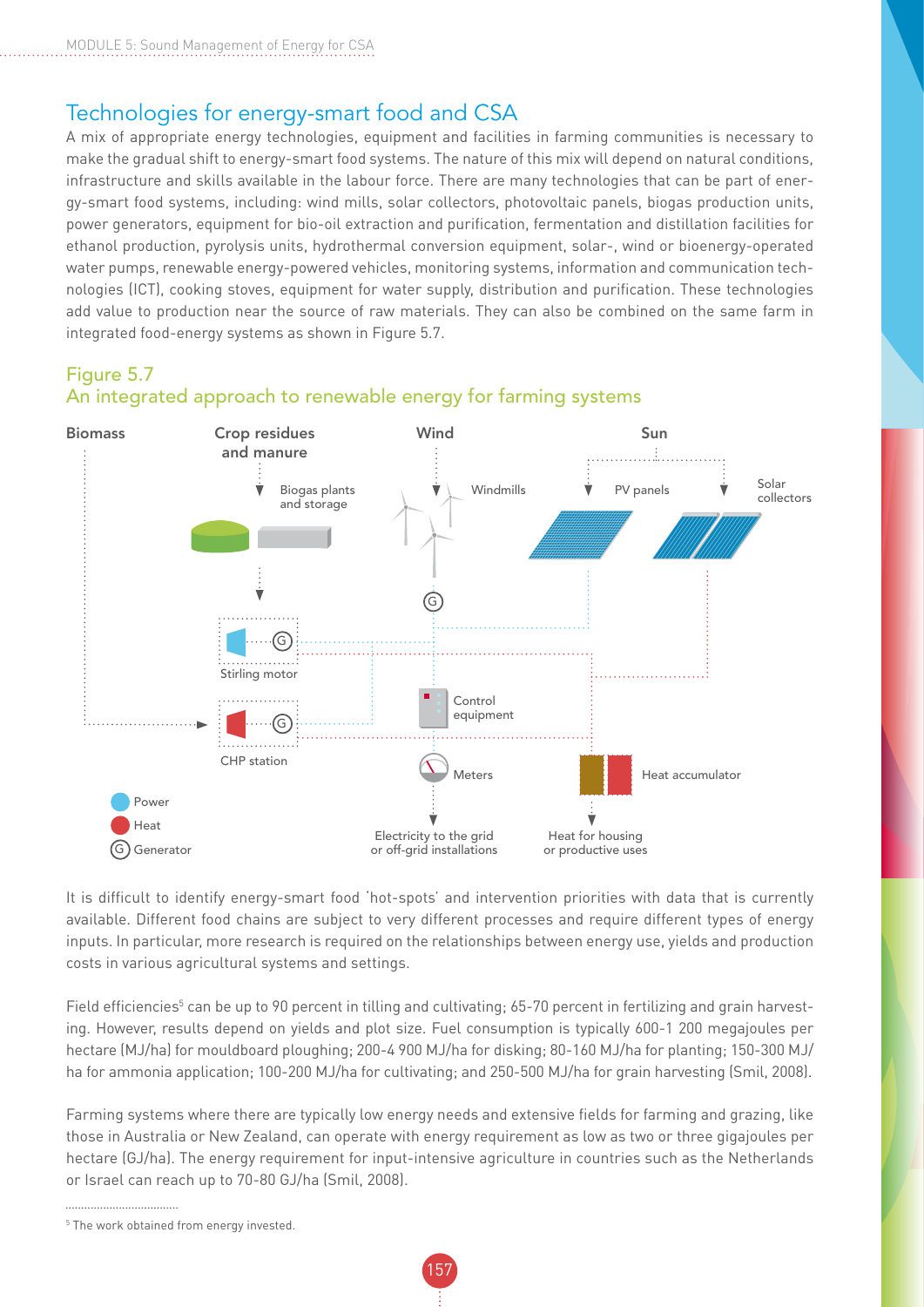## Technologies for energy-smart food and CSA

A mix of appropriate energy technologies, equipment and facilities in farming communities is necessary to make the gradual shift to energy-smart food systems. The nature of this mix will depend on natural conditions, infrastructure and skills available in the labour force. There are many technologies that can be part of energy-smart food systems, including: wind mills, solar collectors, photovoltaic panels, biogas production units, power generators, equipment for bio-oil extraction and purification, fermentation and distillation facilities for ethanol production, pyrolysis units, hydrothermal conversion equipment, solar-, wind or bioenergy-operated water pumps, renewable energy-powered vehicles, monitoring systems, information and communication technologies (ICT), cooking stoves, equipment for water supply, distribution and purification. These technologies add value to production near the source of raw materials. They can also be combined on the same farm in integrated food-energy systems as shown in Figure 5.7.

### Figure 5.7
### An integrated approach to renewable energy for farming systems

Biomass | Crop residues and manure | Wind | Sun

Biogas plants and storage | Windmills | PV panels | Solar collectors

Stirling motor | CHP station | Control equipment | Meters | Heat accumulator

Electricity to the grid or off-grid installations | Heat for housing or productive uses

Power | Heat | (G) Generator

It is difficult to identify energy-smart food 'hot-spots' and intervention priorities with data that is currently available. Different food chains are subject to very different processes and require different types of energy inputs. In particular, more research is required on the relationships between energy use, yields and production costs in various agricultural systems and settings.

Field efficiencies[5] can be up to 90 percent in tilling and cultivating; 65-70 percent in fertilizing and grain harvesting. However, results depend on yields and plot size. Fuel consumption is typically 600-1 200 megajoules per hectare (MJ/ha) for mouldboard ploughing; 200-4 900 MJ/ha for disking; 80-160 MJ/ha for planting; 150-300 MJ/ha for ammonia application; 100-200 MJ/ha for cultivating; and 250-500 MJ/ha for grain harvesting (Smil, 2008).

Farming systems where there are typically low energy needs and extensive fields for farming and grazing, like those in Australia or New Zealand, can operate with energy requirement as low as two or three gigajoules per hectare (GJ/ha). The energy requirement for input-intensive agriculture in countries such as the Netherlands or Israel can reach up to 70-80 GJ/ha (Smil, 2008).

[5] The work obtained from energy invested.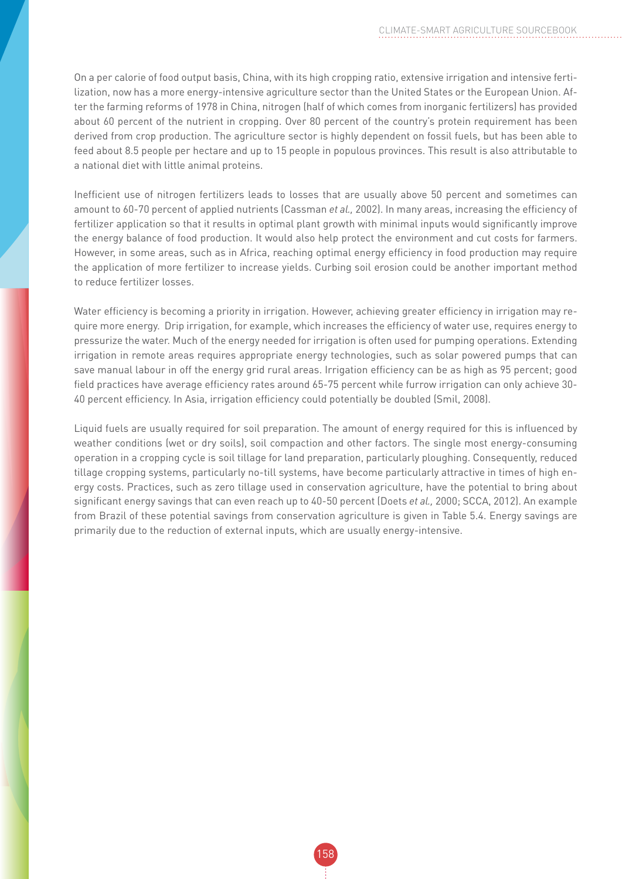On a per calorie of food output basis, China, with its high cropping ratio, extensive irrigation and intensive fertilization, now has a more energy-intensive agriculture sector than the United States or the European Union. After the farming reforms of 1978 in China, nitrogen (half of which comes from inorganic fertilizers) has provided about 60 percent of the nutrient in cropping. Over 80 percent of the country's protein requirement has been derived from crop production. The agriculture sector is highly dependent on fossil fuels, but has been able to feed about 8.5 people per hectare and up to 15 people in populous provinces. This result is also attributable to a national diet with little animal proteins.

Inefficient use of nitrogen fertilizers leads to losses that are usually above 50 percent and sometimes can amount to 60-70 percent of applied nutrients (Cassman *et al.,* 2002). In many areas, increasing the efficiency of fertilizer application so that it results in optimal plant growth with minimal inputs would significantly improve the energy balance of food production. It would also help protect the environment and cut costs for farmers. However, in some areas, such as in Africa, reaching optimal energy efficiency in food production may require the application of more fertilizer to increase yields. Curbing soil erosion could be another important method to reduce fertilizer losses.

Water efficiency is becoming a priority in irrigation. However, achieving greater efficiency in irrigation may require more energy. Drip irrigation, for example, which increases the efficiency of water use, requires energy to pressurize the water. Much of the energy needed for irrigation is often used for pumping operations. Extending irrigation in remote areas requires appropriate energy technologies, such as solar powered pumps that can save manual labour in off the energy grid rural areas. Irrigation efficiency can be as high as 95 percent; good field practices have average efficiency rates around 65-75 percent while furrow irrigation can only achieve 30-40 percent efficiency. In Asia, irrigation efficiency could potentially be doubled (Smil, 2008).

Liquid fuels are usually required for soil preparation. The amount of energy required for this is influenced by weather conditions (wet or dry soils), soil compaction and other factors. The single most energy-consuming operation in a cropping cycle is soil tillage for land preparation, particularly ploughing. Consequently, reduced tillage cropping systems, particularly no-till systems, have become particularly attractive in times of high energy costs. Practices, such as zero tillage used in conservation agriculture, have the potential to bring about significant energy savings that can even reach up to 40-50 percent (Doets *et al.,* 2000; SCCA, 2012). An example from Brazil of these potential savings from conservation agriculture is given in Table 5.4. Energy savings are primarily due to the reduction of external inputs, which are usually energy-intensive.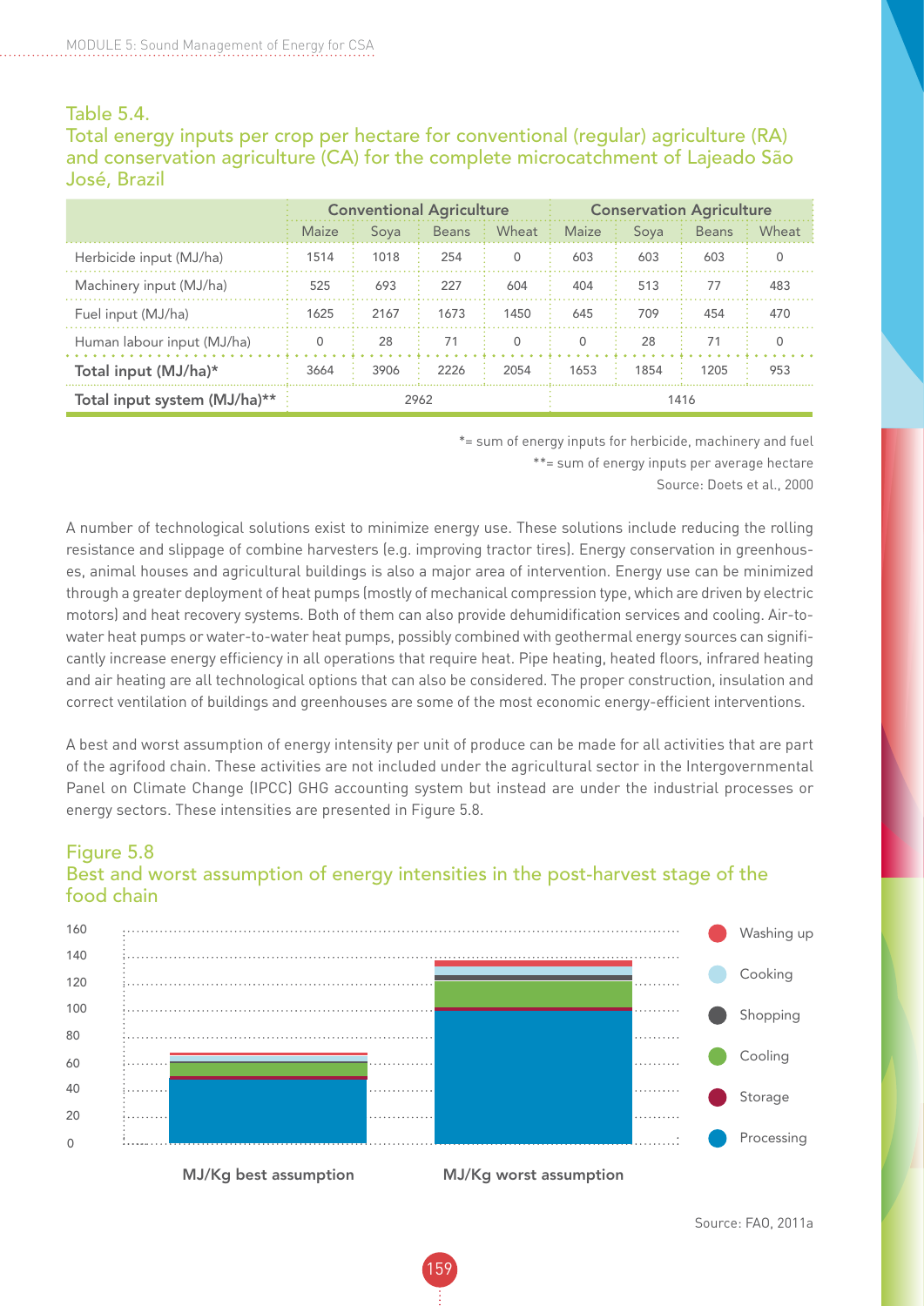### Table 5.4.
### Total energy inputs per crop per hectare for conventional (regular) agriculture (RA) and conservation agriculture (CA) for the complete microcatchment of Lajeado São José, Brazil

| | Conventional Agriculture | | | | Conservation Agriculture | | | |
|---|---|---|---|---|---|---|---|---|
| | Maize | Soya | Beans | Wheat | Maize | Soya | Beans | Wheat |
| Herbicide input (MJ/ha) | 1514 | 1018 | 254 | 0 | 603 | 603 | 603 | 0 |
| Machinery input (MJ/ha) | 525 | 693 | 227 | 604 | 404 | 513 | 77 | 483 |
| Fuel input (MJ/ha) | 1625 | 2167 | 1673 | 1450 | 645 | 709 | 454 | 470 |
| Human labour input (MJ/ha) | 0 | 28 | 71 | 0 | 0 | 28 | 71 | 0 |
| **Total input (MJ/ha)*** | 3664 | 3906 | 2226 | 2054 | 1653 | 1854 | 1205 | 953 |
| **Total input system (MJ/ha)**** | 2962 | | | | 1416 | | | |

*= sum of energy inputs for herbicide, machinery and fuel

**= sum of energy inputs per average hectare

Source: Doets et al., 2000

A number of technological solutions exist to minimize energy use. These solutions include reducing the rolling resistance and slippage of combine harvesters (e.g. improving tractor tires). Energy conservation in greenhouses, animal houses and agricultural buildings is also a major area of intervention. Energy use can be minimized through a greater deployment of heat pumps (mostly of mechanical compression type, which are driven by electric motors) and heat recovery systems. Both of them can also provide dehumidification services and cooling. Air-to-water heat pumps or water-to-water heat pumps, possibly combined with geothermal energy sources can significantly increase energy efficiency in all operations that require heat. Pipe heating, heated floors, infrared heating and air heating are all technological options that can also be considered. The proper construction, insulation and correct ventilation of buildings and greenhouses are some of the most economic energy-efficient interventions.

A best and worst assumption of energy intensity per unit of produce can be made for all activities that are part of the agrifood chain. These activities are not included under the agricultural sector in the Intergovernmental Panel on Climate Change (IPCC) GHG accounting system but instead are under the industrial processes or energy sectors. These intensities are presented in Figure 5.8.

### Figure 5.8
### Best and worst assumption of energy intensities in the post-harvest stage of the food chain

Source: FAO, 2011a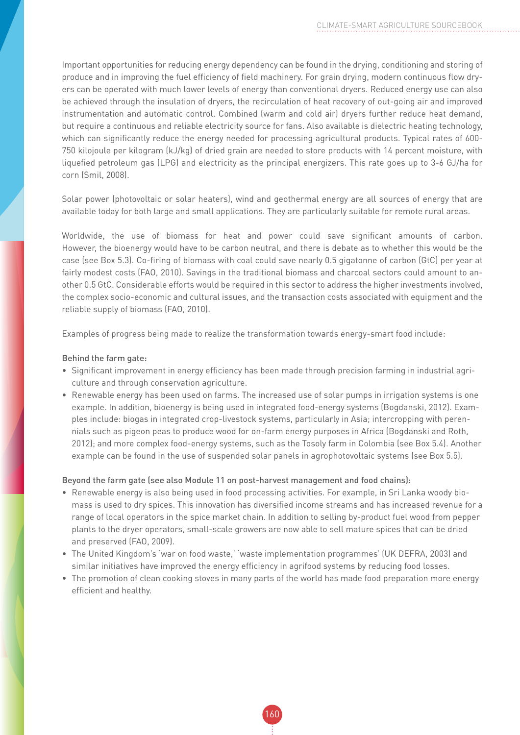Important opportunities for reducing energy dependency can be found in the drying, conditioning and storing of produce and in improving the fuel efficiency of field machinery. For grain drying, modern continuous flow dryers can be operated with much lower levels of energy than conventional dryers. Reduced energy use can also be achieved through the insulation of dryers, the recirculation of heat recovery of out-going air and improved instrumentation and automatic control. Combined (warm and cold air) dryers further reduce heat demand, but require a continuous and reliable electricity source for fans. Also available is dielectric heating technology, which can significantly reduce the energy needed for processing agricultural products. Typical rates of 600-750 kilojoule per kilogram (kJ/kg) of dried grain are needed to store products with 14 percent moisture, with liquefied petroleum gas (LPG) and electricity as the principal energizers. This rate goes up to 3-6 GJ/ha for corn (Smil, 2008).

Solar power (photovoltaic or solar heaters), wind and geothermal energy are all sources of energy that are available today for both large and small applications. They are particularly suitable for remote rural areas.

Worldwide, the use of biomass for heat and power could save significant amounts of carbon. However, the bioenergy would have to be carbon neutral, and there is debate as to whether this would be the case (see Box 5.3). Co-firing of biomass with coal could save nearly 0.5 gigatonne of carbon (GtC) per year at fairly modest costs (FAO, 2010). Savings in the traditional biomass and charcoal sectors could amount to another 0.5 GtC. Considerable efforts would be required in this sector to address the higher investments involved, the complex socio-economic and cultural issues, and the transaction costs associated with equipment and the reliable supply of biomass (FAO, 2010).

Examples of progress being made to realize the transformation towards energy-smart food include:

Behind the farm gate:

- Significant improvement in energy efficiency has been made through precision farming in industrial agriculture and through conservation agriculture.
- Renewable energy has been used on farms. The increased use of solar pumps in irrigation systems is one example. In addition, bioenergy is being used in integrated food-energy systems (Bogdanski, 2012). Examples include: biogas in integrated crop-livestock systems, particularly in Asia; intercropping with perennials such as pigeon peas to produce wood for on-farm energy purposes in Africa (Bogdanski and Roth, 2012); and more complex food-energy systems, such as the Tosoly farm in Colombia (see Box 5.4). Another example can be found in the use of suspended solar panels in agrophotovoltaic systems (see Box 5.5).

Beyond the farm gate (see also Module 11 on post-harvest management and food chains):

- Renewable energy is also being used in food processing activities. For example, in Sri Lanka woody biomass is used to dry spices. This innovation has diversified income streams and has increased revenue for a range of local operators in the spice market chain. In addition to selling by-product fuel wood from pepper plants to the dryer operators, small-scale growers are now able to sell mature spices that can be dried and preserved (FAO, 2009).
- The United Kingdom's 'war on food waste,' 'waste implementation programmes' (UK DEFRA, 2003) and similar initiatives have improved the energy efficiency in agrifood systems by reducing food losses.
- The promotion of clean cooking stoves in many parts of the world has made food preparation more energy efficient and healthy.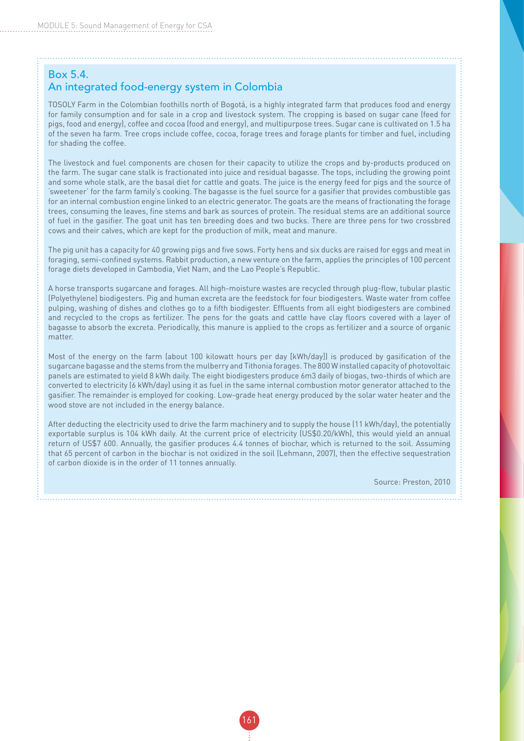## Box 5.4.
## An integrated food-energy system in Colombia

TOSOLY Farm in the Colombian foothills north of Bogotá, is a highly integrated farm that produces food and energy for family consumption and for sale in a crop and livestock system. The cropping is based on sugar cane (feed for pigs, food and energy), coffee and cocoa (food and energy), and multipurpose trees. Sugar cane is cultivated on 1.5 ha of the seven ha farm. Tree crops include coffee, cocoa, forage trees and forage plants for timber and fuel, including for shading the coffee.

The livestock and fuel components are chosen for their capacity to utilize the crops and by-products produced on the farm. The sugar cane stalk is fractionated into juice and residual bagasse. The tops, including the growing point and some whole stalk, are the basal diet for cattle and goats. The juice is the energy feed for pigs and the source of 'sweetener' for the farm family's cooking. The bagasse is the fuel source for a gasifier that provides combustible gas for an internal combustion engine linked to an electric generator. The goats are the means of fractionating the forage trees, consuming the leaves, fine stems and bark as sources of protein. The residual stems are an additional source of fuel in the gasifier. The goat unit has ten breeding does and two bucks. There are three pens for two crossbred cows and their calves, which are kept for the production of milk, meat and manure.

The pig unit has a capacity for 40 growing pigs and five sows. Forty hens and six ducks are raised for eggs and meat in foraging, semi-confined systems. Rabbit production, a new venture on the farm, applies the principles of 100 percent forage diets developed in Cambodia, Viet Nam, and the Lao People's Republic.

A horse transports sugarcane and forages. All high-moisture wastes are recycled through plug-flow, tubular plastic (Polyethylene) biodigesters. Pig and human excreta are the feedstock for four biodigesters. Waste water from coffee pulping, washing of dishes and clothes go to a fifth biodigester. Effluents from all eight biodigesters are combined and recycled to the crops as fertilizer. The pens for the goats and cattle have clay floors covered with a layer of bagasse to absorb the excreta. Periodically, this manure is applied to the crops as fertilizer and a source of organic matter.

Most of the energy on the farm (about 100 kilowatt hours per day [kWh/day]) is produced by gasification of the sugarcane bagasse and the stems from the mulberry and Tithonia forages. The 800 W installed capacity of photovoltaic panels are estimated to yield 8 kWh daily. The eight biodigesters produce 6m3 daily of biogas, two-thirds of which are converted to electricity (6 kWh/day) using it as fuel in the same internal combustion motor generator attached to the gasifier. The remainder is employed for cooking. Low-grade heat energy produced by the solar water heater and the wood stove are not included in the energy balance.

After deducting the electricity used to drive the farm machinery and to supply the house (11 kWh/day), the potentially exportable surplus is 104 kWh daily. At the current price of electricity (US$0.20/kWh), this would yield an annual return of US$7 600. Annually, the gasifier produces 4.4 tonnes of biochar, which is returned to the soil. Assuming that 65 percent of carbon in the biochar is not oxidized in the soil (Lehmann, 2007), then the effective sequestration of carbon dioxide is in the order of 11 tonnes annually.

Source: Preston, 2010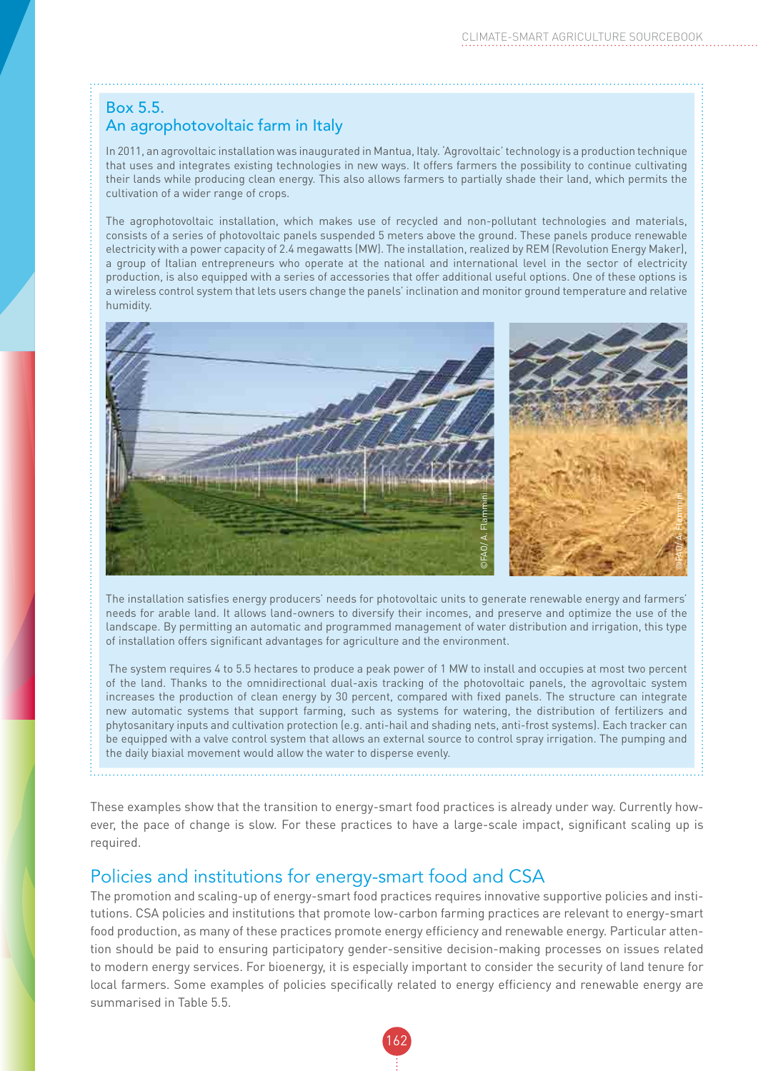### Box 5.5.
### An agrophotovoltaic farm in Italy

In 2011, an agrovoltaic installation was inaugurated in Mantua, Italy. 'Agrovoltaic' technology is a production technique that uses and integrates existing technologies in new ways. It offers farmers the possibility to continue cultivating their lands while producing clean energy. This also allows farmers to partially shade their land, which permits the cultivation of a wider range of crops.

The agrophotovoltaic installation, which makes use of recycled and non-pollutant technologies and materials, consists of a series of photovoltaic panels suspended 5 meters above the ground. These panels produce renewable electricity with a power capacity of 2.4 megawatts (MW). The installation, realized by REM (Revolution Energy Maker), a group of Italian entrepreneurs who operate at the national and international level in the sector of electricity production, is also equipped with a series of accessories that offer additional useful options. One of these options is a wireless control system that lets users change the panels' inclination and monitor ground temperature and relative humidity.

©FAO/ A. Flammini

©FAO/ A. Flammini

The installation satisfies energy producers' needs for photovoltaic units to generate renewable energy and farmers' needs for arable land. It allows land-owners to diversify their incomes, and preserve and optimize the use of the landscape. By permitting an automatic and programmed management of water distribution and irrigation, this type of installation offers significant advantages for agriculture and the environment.

The system requires 4 to 5.5 hectares to produce a peak power of 1 MW to install and occupies at most two percent of the land. Thanks to the omnidirectional dual-axis tracking of the photovoltaic panels, the agrovoltaic system increases the production of clean energy by 30 percent, compared with fixed panels. The structure can integrate new automatic systems that support farming, such as systems for watering, the distribution of fertilizers and phytosanitary inputs and cultivation protection (e.g. anti-hail and shading nets, anti-frost systems). Each tracker can be equipped with a valve control system that allows an external source to control spray irrigation. The pumping and the daily biaxial movement would allow the water to disperse evenly.

These examples show that the transition to energy-smart food practices is already under way. Currently however, the pace of change is slow. For these practices to have a large-scale impact, significant scaling up is required.

## Policies and institutions for energy-smart food and CSA

The promotion and scaling-up of energy-smart food practices requires innovative supportive policies and institutions. CSA policies and institutions that promote low-carbon farming practices are relevant to energy-smart food production, as many of these practices promote energy efficiency and renewable energy. Particular attention should be paid to ensuring participatory gender-sensitive decision-making processes on issues related to modern energy services. For bioenergy, it is especially important to consider the security of land tenure for local farmers. Some examples of policies specifically related to energy efficiency and renewable energy are summarised in Table 5.5.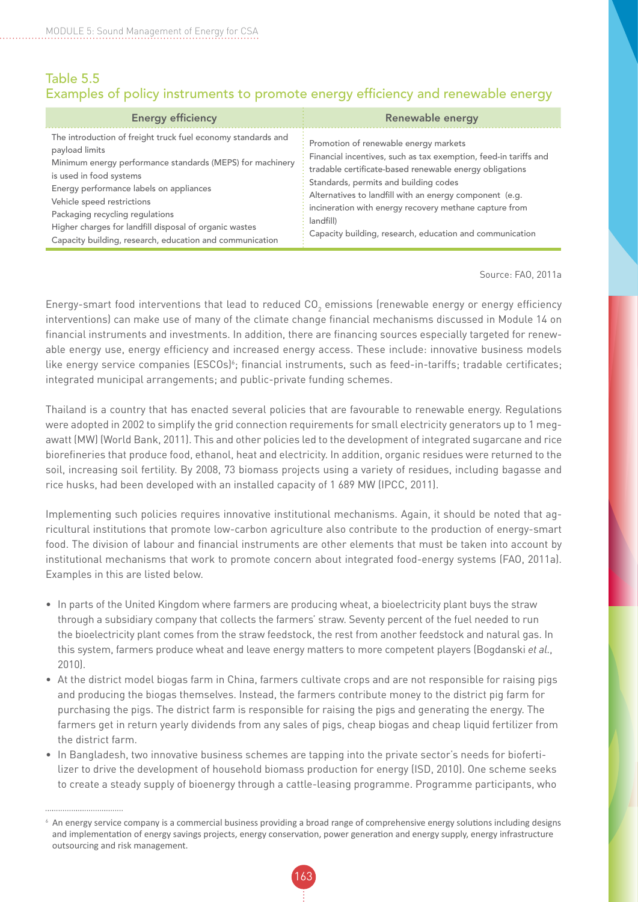Table 5.5
Examples of policy instruments to promote energy efficiency and renewable energy

| Energy efficiency | Renewable energy |
|---|---|
| The introduction of freight truck fuel economy standards and payload limits<br>Minimum energy performance standards (MEPS) for machinery is used in food systems<br>Energy performance labels on appliances<br>Vehicle speed restrictions<br>Packaging recycling regulations<br>Higher charges for landfill disposal of organic wastes<br>Capacity building, research, education and communication | Promotion of renewable energy markets<br>Financial incentives, such as tax exemption, feed-in tariffs and tradable certificate-based renewable energy obligations<br>Standards, permits and building codes<br>Alternatives to landfill with an energy component (e.g. incineration with energy recovery methane capture from landfill)<br>Capacity building, research, education and communication |

Source: FAO, 2011a

Energy-smart food interventions that lead to reduced $CO_2$ emissions (renewable energy or energy efficiency interventions) can make use of many of the climate change financial mechanisms discussed in Module 14 on financial instruments and investments. In addition, there are financing sources especially targeted for renewable energy use, energy efficiency and increased energy access. These include: innovative business models like energy service companies (ESCOs)[6]; financial instruments, such as feed-in-tariffs; tradable certificates; integrated municipal arrangements; and public-private funding schemes.

Thailand is a country that has enacted several policies that are favourable to renewable energy. Regulations were adopted in 2002 to simplify the grid connection requirements for small electricity generators up to 1 megawatt (MW) (World Bank, 2011). This and other policies led to the development of integrated sugarcane and rice biorefineries that produce food, ethanol, heat and electricity. In addition, organic residues were returned to the soil, increasing soil fertility. By 2008, 73 biomass projects using a variety of residues, including bagasse and rice husks, had been developed with an installed capacity of 1 689 MW (IPCC, 2011).

Implementing such policies requires innovative institutional mechanisms. Again, it should be noted that agricultural institutions that promote low-carbon agriculture also contribute to the production of energy-smart food. The division of labour and financial instruments are other elements that must be taken into account by institutional mechanisms that work to promote concern about integrated food-energy systems (FAO, 2011a). Examples in this are listed below.

- In parts of the United Kingdom where farmers are producing wheat, a bioelectricity plant buys the straw through a subsidiary company that collects the farmers' straw. Seventy percent of the fuel needed to run the bioelectricity plant comes from the straw feedstock, the rest from another feedstock and natural gas. In this system, farmers produce wheat and leave energy matters to more competent players (Bogdanski *et al.*, 2010).
- At the district model biogas farm in China, farmers cultivate crops and are not responsible for raising pigs and producing the biogas themselves. Instead, the farmers contribute money to the district pig farm for purchasing the pigs. The district farm is responsible for raising the pigs and generating the energy. The farmers get in return yearly dividends from any sales of pigs, cheap biogas and cheap liquid fertilizer from the district farm.
- In Bangladesh, two innovative business schemes are tapping into the private sector's needs for biofertilizer to drive the development of household biomass production for energy (ISD, 2010). One scheme seeks to create a steady supply of bioenergy through a cattle-leasing programme. Programme participants, who

[6] An energy service company is a commercial business providing a broad range of comprehensive energy solutions including designs and implementation of energy savings projects, energy conservation, power generation and energy supply, energy infrastructure outsourcing and risk management.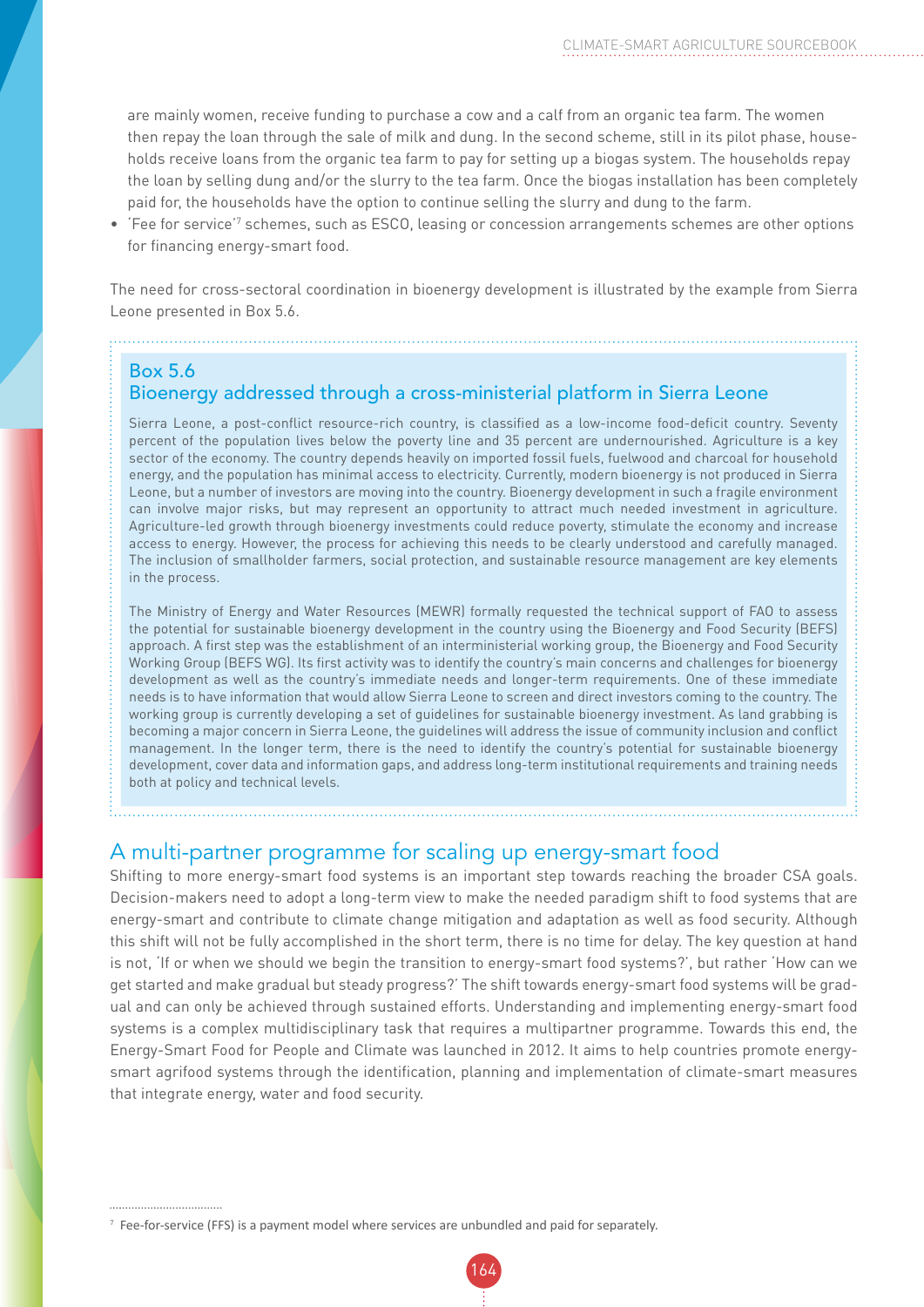are mainly women, receive funding to purchase a cow and a calf from an organic tea farm. The women then repay the loan through the sale of milk and dung. In the second scheme, still in its pilot phase, households receive loans from the organic tea farm to pay for setting up a biogas system. The households repay the loan by selling dung and/or the slurry to the tea farm. Once the biogas installation has been completely paid for, the households have the option to continue selling the slurry and dung to the farm.

- 'Fee for service'[7] schemes, such as ESCO, leasing or concession arrangements schemes are other options for financing energy-smart food.

The need for cross-sectoral coordination in bioenergy development is illustrated by the example from Sierra Leone presented in Box 5.6.

### Box 5.6
### Bioenergy addressed through a cross-ministerial platform in Sierra Leone

Sierra Leone, a post-conflict resource-rich country, is classified as a low-income food-deficit country. Seventy percent of the population lives below the poverty line and 35 percent are undernourished. Agriculture is a key sector of the economy. The country depends heavily on imported fossil fuels, fuelwood and charcoal for household energy, and the population has minimal access to electricity. Currently, modern bioenergy is not produced in Sierra Leone, but a number of investors are moving into the country. Bioenergy development in such a fragile environment can involve major risks, but may represent an opportunity to attract much needed investment in agriculture. Agriculture-led growth through bioenergy investments could reduce poverty, stimulate the economy and increase access to energy. However, the process for achieving this needs to be clearly understood and carefully managed. The inclusion of smallholder farmers, social protection, and sustainable resource management are key elements in the process.

The Ministry of Energy and Water Resources (MEWR) formally requested the technical support of FAO to assess the potential for sustainable bioenergy development in the country using the Bioenergy and Food Security (BEFS) approach. A first step was the establishment of an interministerial working group, the Bioenergy and Food Security Working Group (BEFS WG). Its first activity was to identify the country's main concerns and challenges for bioenergy development as well as the country's immediate needs and longer-term requirements. One of these immediate needs is to have information that would allow Sierra Leone to screen and direct investors coming to the country. The working group is currently developing a set of guidelines for sustainable bioenergy investment. As land grabbing is becoming a major concern in Sierra Leone, the guidelines will address the issue of community inclusion and conflict management. In the longer term, there is the need to identify the country's potential for sustainable bioenergy development, cover data and information gaps, and address long-term institutional requirements and training needs both at policy and technical levels.

## A multi-partner programme for scaling up energy-smart food

Shifting to more energy-smart food systems is an important step towards reaching the broader CSA goals. Decision-makers need to adopt a long-term view to make the needed paradigm shift to food systems that are energy-smart and contribute to climate change mitigation and adaptation as well as food security. Although this shift will not be fully accomplished in the short term, there is no time for delay. The key question at hand is not, 'If or when we should we begin the transition to energy-smart food systems?', but rather 'How can we get started and make gradual but steady progress?' The shift towards energy-smart food systems will be gradual and can only be achieved through sustained efforts. Understanding and implementing energy-smart food systems is a complex multidisciplinary task that requires a multipartner programme. Towards this end, the Energy-Smart Food for People and Climate was launched in 2012. It aims to help countries promote energy-smart agrifood systems through the identification, planning and implementation of climate-smart measures that integrate energy, water and food security.

[7] Fee-for-service (FFS) is a payment model where services are unbundled and paid for separately.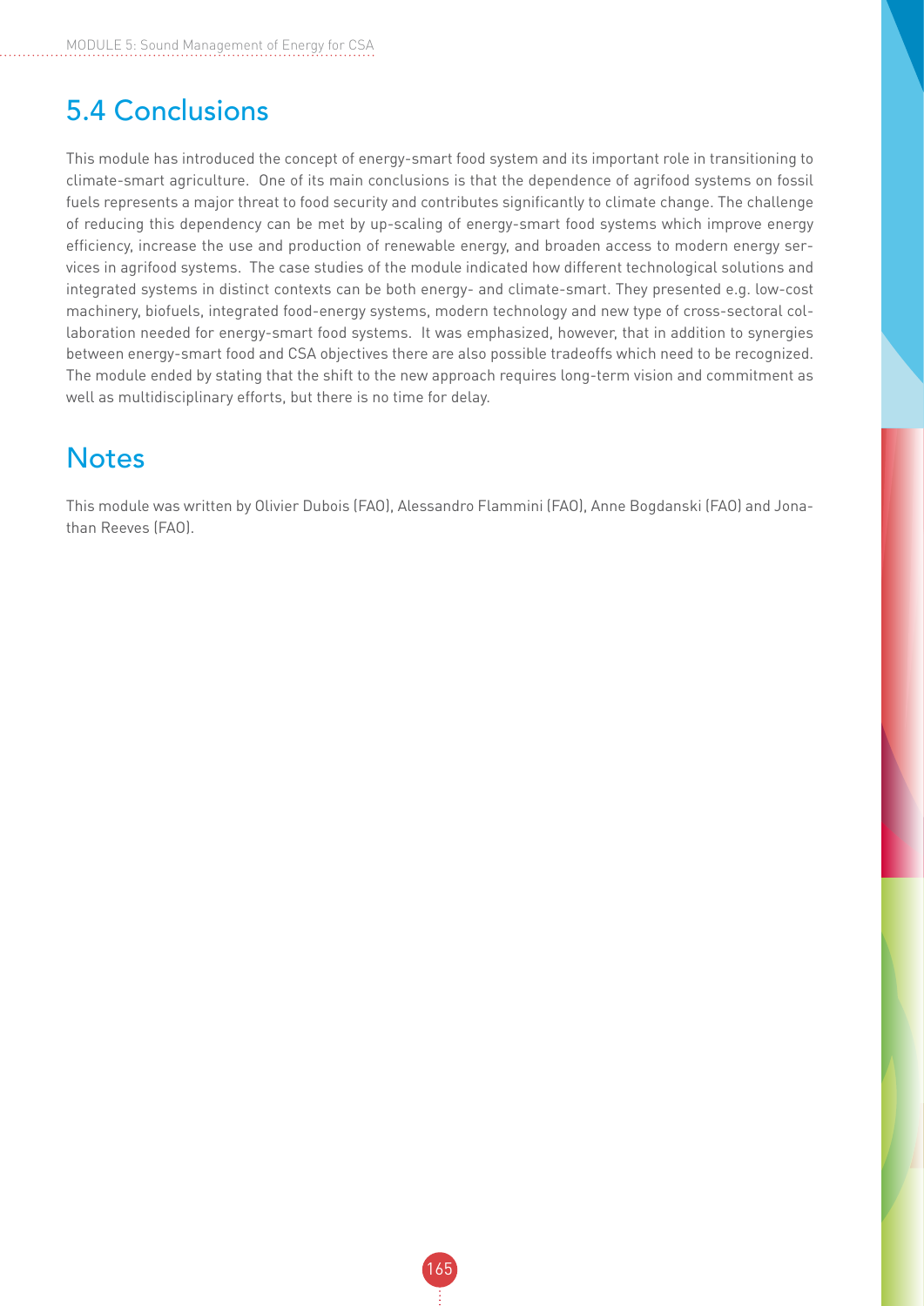## 5.4 Conclusions

This module has introduced the concept of energy-smart food system and its important role in transitioning to climate-smart agriculture. One of its main conclusions is that the dependence of agrifood systems on fossil fuels represents a major threat to food security and contributes significantly to climate change. The challenge of reducing this dependency can be met by up-scaling of energy-smart food systems which improve energy efficiency, increase the use and production of renewable energy, and broaden access to modern energy services in agrifood systems. The case studies of the module indicated how different technological solutions and integrated systems in distinct contexts can be both energy- and climate-smart. They presented e.g. low-cost machinery, biofuels, integrated food-energy systems, modern technology and new type of cross-sectoral collaboration needed for energy-smart food systems. It was emphasized, however, that in addition to synergies between energy-smart food and CSA objectives there are also possible tradeoffs which need to be recognized. The module ended by stating that the shift to the new approach requires long-term vision and commitment as well as multidisciplinary efforts, but there is no time for delay.

## Notes

This module was written by Olivier Dubois (FAO), Alessandro Flammini (FAO), Anne Bogdanski (FAO) and Jonathan Reeves (FAO).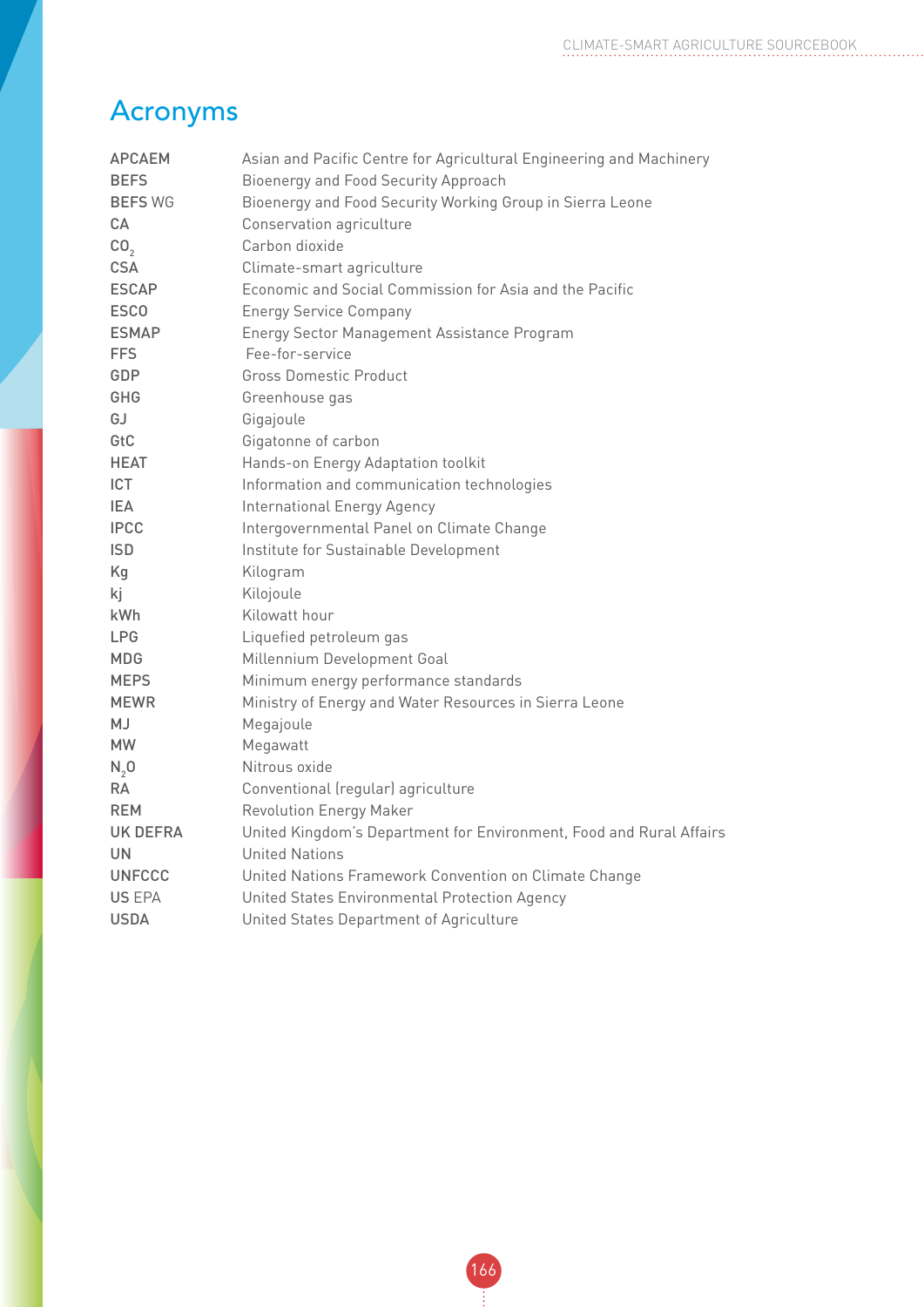# Acronyms

| | |
|---|---|
| APCAEM | Asian and Pacific Centre for Agricultural Engineering and Machinery |
| BEFS | Bioenergy and Food Security Approach |
| BEFS WG | Bioenergy and Food Security Working Group in Sierra Leone |
| CA | Conservation agriculture |
| $CO_2$ | Carbon dioxide |
| CSA | Climate-smart agriculture |
| ESCAP | Economic and Social Commission for Asia and the Pacific |
| ESCO | Energy Service Company |
| ESMAP | Energy Sector Management Assistance Program |
| FFS | Fee-for-service |
| GDP | Gross Domestic Product |
| GHG | Greenhouse gas |
| GJ | Gigajoule |
| GtC | Gigatonne of carbon |
| HEAT | Hands-on Energy Adaptation toolkit |
| ICT | Information and communication technologies |
| IEA | International Energy Agency |
| IPCC | Intergovernmental Panel on Climate Change |
| ISD | Institute for Sustainable Development |
| Kg | Kilogram |
| kj | Kilojoule |
| kWh | Kilowatt hour |
| LPG | Liquefied petroleum gas |
| MDG | Millennium Development Goal |
| MEPS | Minimum energy performance standards |
| MEWR | Ministry of Energy and Water Resources in Sierra Leone |
| MJ | Megajoule |
| MW | Megawatt |
| $N_2O$ | Nitrous oxide |
| RA | Conventional (regular) agriculture |
| REM | Revolution Energy Maker |
| UK DEFRA | United Kingdom's Department for Environment, Food and Rural Affairs |
| UN | United Nations |
| UNFCCC | United Nations Framework Convention on Climate Change |
| US EPA | United States Environmental Protection Agency |
| USDA | United States Department of Agriculture |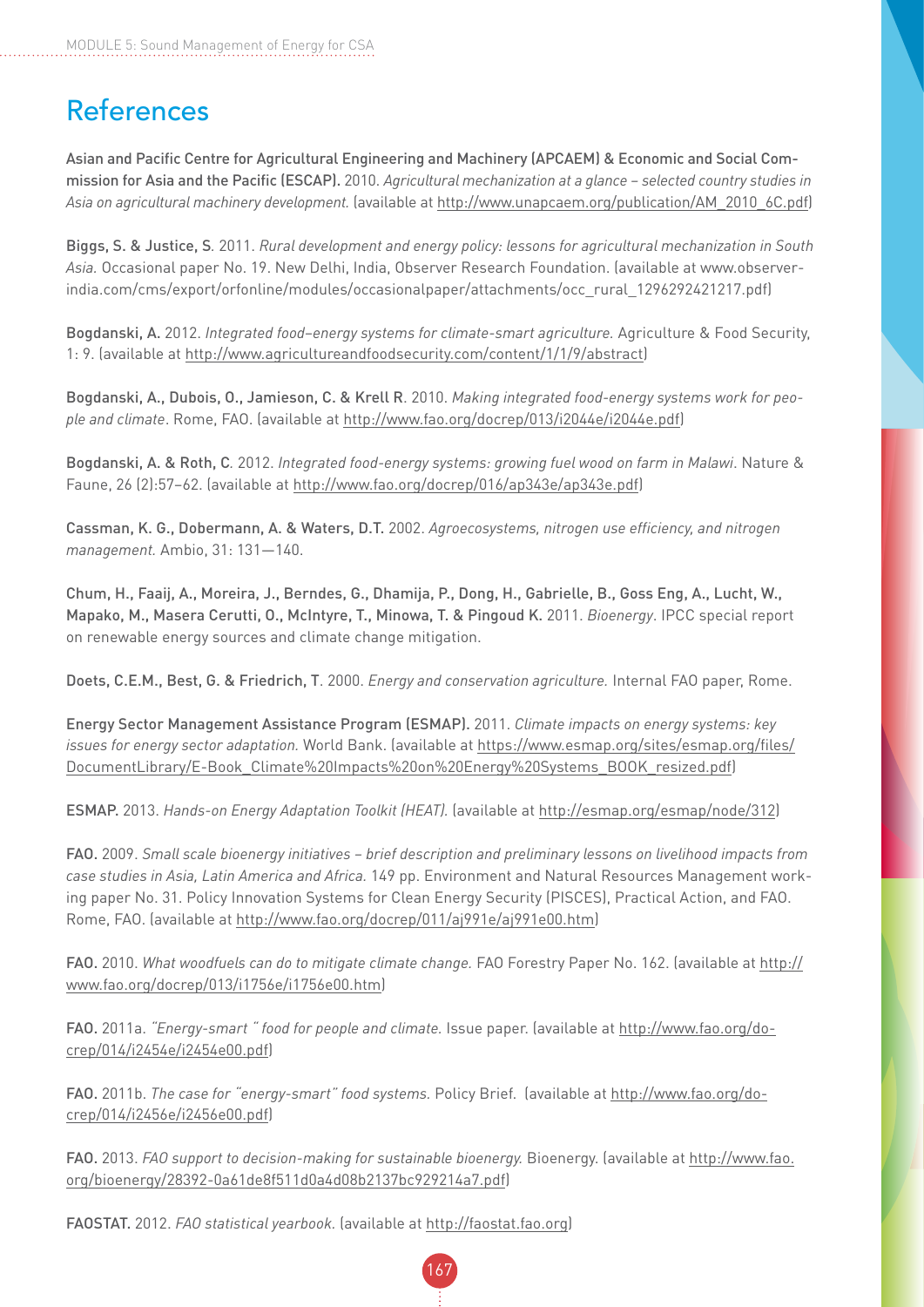# References

**Asian and Pacific Centre for Agricultural Engineering and Machinery (APCAEM) & Economic and Social Commission for Asia and the Pacific (ESCAP).** 2010. *Agricultural mechanization at a glance – selected country studies in Asia on agricultural machinery development.* (available at http://www.unapcaem.org/publication/AM_2010_6C.pdf)

**Biggs, S. & Justice, S**. 2011. *Rural development and energy policy: lessons for agricultural mechanization in South Asia.* Occasional paper No. 19. New Delhi, India, Observer Research Foundation. (available at www.observerindia.com/cms/export/orfonline/modules/occasionalpaper/attachments/occ_rural_1296292421217.pdf)

**Bogdanski, A.** 2012. *Integrated food–energy systems for climate-smart agriculture.* Agriculture & Food Security, 1: 9. (available at http://www.agricultureandfoodsecurity.com/content/1/1/9/abstract)

**Bogdanski, A., Dubois, O., Jamieson, C. & Krell R**. 2010. *Making integrated food-energy systems work for people and climate*. Rome, FAO. (available at http://www.fao.org/docrep/013/i2044e/i2044e.pdf)

**Bogdanski, A. & Roth, C**. 2012. *Integrated food-energy systems: growing fuel wood on farm in Malawi*. Nature & Faune, 26 (2):57–62. (available at http://www.fao.org/docrep/016/ap343e/ap343e.pdf)

**Cassman, K. G., Dobermann, A. & Waters, D.T.** 2002. *Agroecosystems, nitrogen use efficiency, and nitrogen management.* Ambio, 31: 131—140.

**Chum, H., Faaij, A., Moreira, J., Berndes, G., Dhamija, P., Dong, H., Gabrielle, B., Goss Eng, A., Lucht, W., Mapako, M., Masera Cerutti, O., McIntyre, T., Minowa, T. & Pingoud K.** 2011. *Bioenergy*. IPCC special report on renewable energy sources and climate change mitigation.

**Doets, C.E.M., Best, G. & Friedrich, T**. 2000. *Energy and conservation agriculture.* Internal FAO paper, Rome.

**Energy Sector Management Assistance Program (ESMAP).** 2011. *Climate impacts on energy systems: key issues for energy sector adaptation.* World Bank. (available at https://www.esmap.org/sites/esmap.org/files/DocumentLibrary/E-Book_Climate%20Impacts%20on%20Energy%20Systems_BOOK_resized.pdf)

**ESMAP.** 2013. *Hands-on Energy Adaptation Toolkit (HEAT).* (available at http://esmap.org/esmap/node/312)

**FAO.** 2009. *Small scale bioenergy initiatives – brief description and preliminary lessons on livelihood impacts from case studies in Asia, Latin America and Africa.* 149 pp. Environment and Natural Resources Management working paper No. 31. Policy Innovation Systems for Clean Energy Security (PISCES), Practical Action, and FAO. Rome, FAO. (available at http://www.fao.org/docrep/011/aj991e/aj991e00.htm)

**FAO.** 2010. *What woodfuels can do to mitigate climate change.* FAO Forestry Paper No. 162. (available at http://www.fao.org/docrep/013/i1756e/i1756e00.htm)

**FAO.** 2011a. *"Energy-smart " food for people and climate.* Issue paper. (available at http://www.fao.org/docrep/014/i2454e/i2454e00.pdf)

**FAO.** 2011b. *The case for "energy-smart" food systems.* Policy Brief. (available at http://www.fao.org/docrep/014/i2456e/i2456e00.pdf)

**FAO.** 2013. *FAO support to decision-making for sustainable bioenergy.* Bioenergy. (available at http://www.fao.org/bioenergy/28392-0a61de8f511d0a4d08b2137bc929214a7.pdf)

**FAOSTAT.** 2012. *FAO statistical yearbook.* (available at http://faostat.fao.org)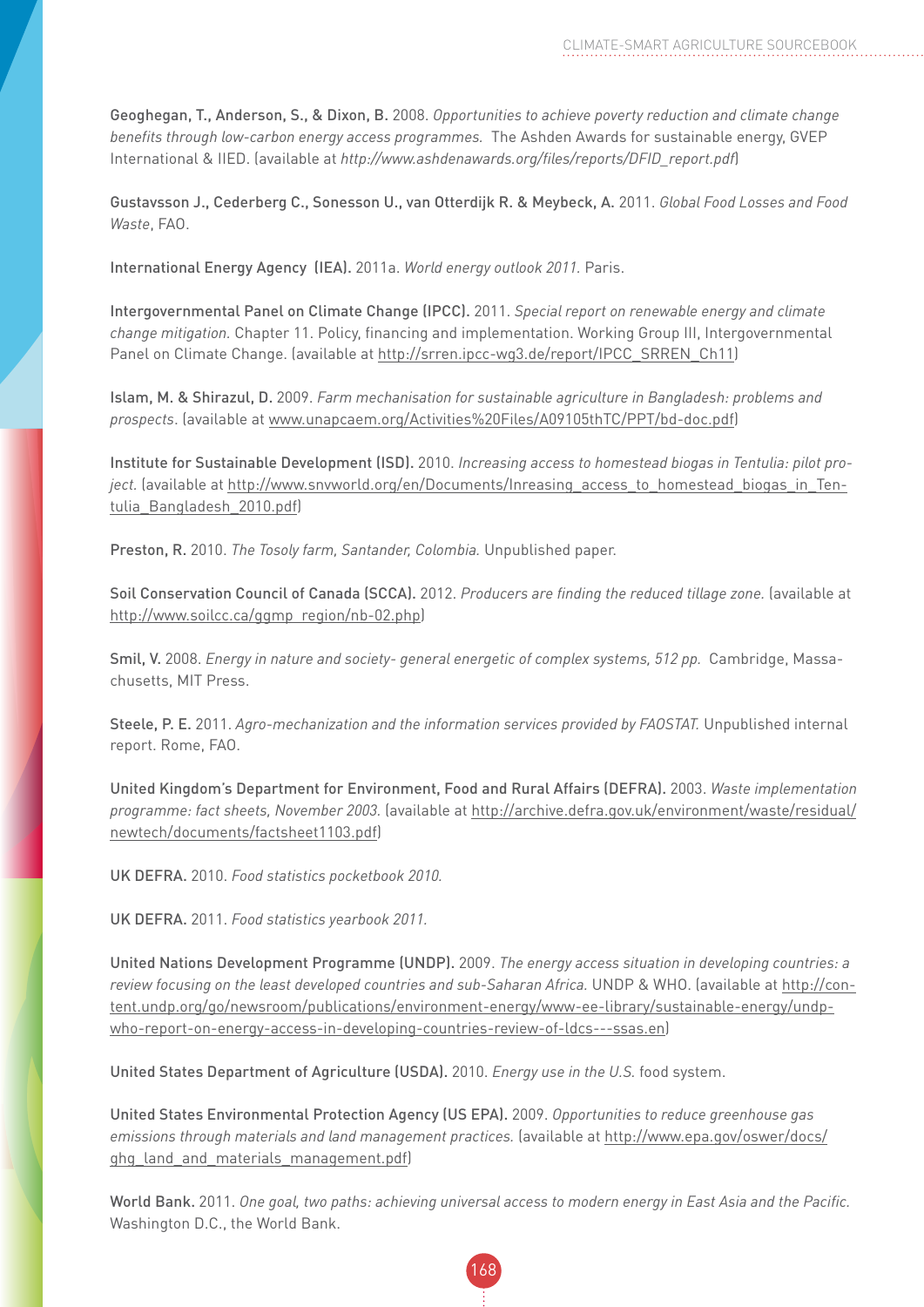**Geoghegan, T., Anderson, S., & Dixon, B.** 2008. *Opportunities to achieve poverty reduction and climate change benefits through low-carbon energy access programmes.* The Ashden Awards for sustainable energy, GVEP International & IIED. (available at *http://www.ashdenawards.org/files/reports/DFID_report.pdf*)

**Gustavsson J., Cederberg C., Sonesson U., van Otterdijk R. & Meybeck, A.** 2011. *Global Food Losses and Food Waste*, FAO.

**International Energy Agency (IEA).** 2011a. *World energy outlook 2011.* Paris.

**Intergovernmental Panel on Climate Change (IPCC).** 2011. *Special report on renewable energy and climate change mitigation.* Chapter 11. Policy, financing and implementation. Working Group III, Intergovernmental Panel on Climate Change. (available at http://srren.ipcc-wg3.de/report/IPCC_SRREN_Ch11)

**Islam, M. & Shirazul, D.** 2009. *Farm mechanisation for sustainable agriculture in Bangladesh: problems and prospects*. (available at www.unapcaem.org/Activities%20Files/A09105thTC/PPT/bd-doc.pdf)

**Institute for Sustainable Development (ISD).** 2010. *Increasing access to homestead biogas in Tentulia: pilot project.* (available at http://www.snvworld.org/en/Documents/Inreasing_access_to_homestead_biogas_in_Tentulia_Bangladesh_2010.pdf)

**Preston, R.** 2010. *The Tosoly farm, Santander, Colombia.* Unpublished paper.

**Soil Conservation Council of Canada (SCCA).** 2012. *Producers are finding the reduced tillage zone.* (available at http://www.soilcc.ca/ggmp_region/nb-02.php)

**Smil, V.** 2008. *Energy in nature and society- general energetic of complex systems, 512 pp.* Cambridge, Massachusetts, MIT Press.

**Steele, P. E.** 2011. *Agro-mechanization and the information services provided by FAOSTAT.* Unpublished internal report. Rome, FAO.

**United Kingdom's Department for Environment, Food and Rural Affairs (DEFRA).** 2003. *Waste implementation programme: fact sheets, November 2003.* (available at http://archive.defra.gov.uk/environment/waste/residual/newtech/documents/factsheet1103.pdf)

**UK DEFRA.** 2010. *Food statistics pocketbook 2010.*

**UK DEFRA.** 2011. *Food statistics yearbook 2011.*

**United Nations Development Programme (UNDP).** 2009. *The energy access situation in developing countries: a review focusing on the least developed countries and sub-Saharan Africa.* UNDP & WHO. (available at http://content.undp.org/go/newsroom/publications/environment-energy/www-ee-library/sustainable-energy/undp-who-report-on-energy-access-in-developing-countries-review-of-ldcs---ssas.en)

**United States Department of Agriculture (USDA).** 2010. *Energy use in the U.S.* food system.

**United States Environmental Protection Agency (US EPA).** 2009. *Opportunities to reduce greenhouse gas emissions through materials and land management practices.* (available at http://www.epa.gov/oswer/docs/ghg_land_and_materials_management.pdf)

**World Bank.** 2011. *One goal, two paths: achieving universal access to modern energy in East Asia and the Pacific.* Washington D.C., the World Bank.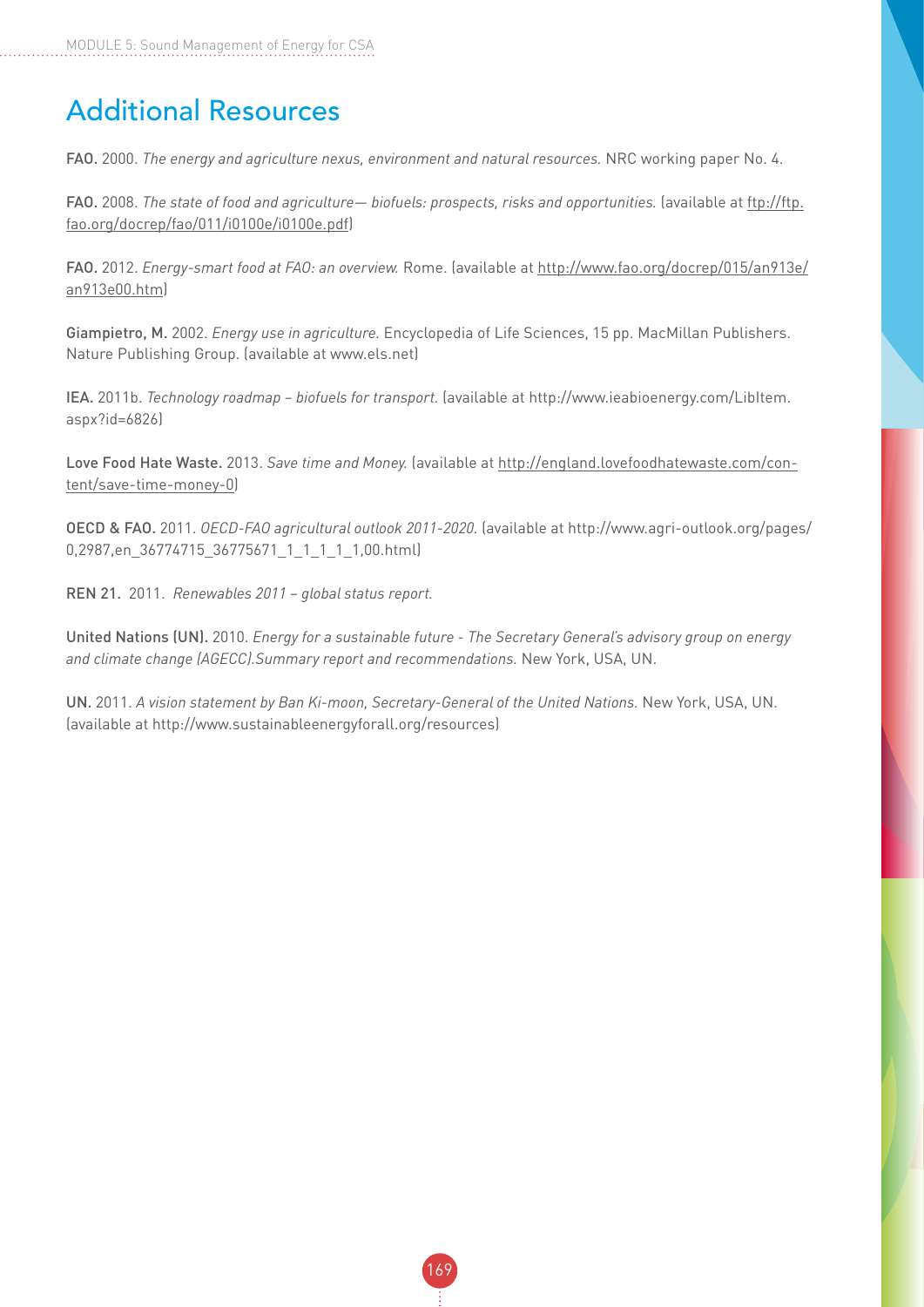## Additional Resources

**FAO.** 2000. *The energy and agriculture nexus, environment and natural resources.* NRC working paper No. 4.

**FAO.** 2008. *The state of food and agriculture— biofuels: prospects, risks and opportunities.* (available at ftp://ftp.fao.org/docrep/fao/011/i0100e/i0100e.pdf)

**FAO.** 2012. *Energy-smart food at FAO: an overview.* Rome. (available at http://www.fao.org/docrep/015/an913e/an913e00.htm)

**Giampietro, M.** 2002. *Energy use in agriculture.* Encyclopedia of Life Sciences, 15 pp. MacMillan Publishers. Nature Publishing Group. (available at www.els.net)

**IEA.** 2011b. *Technology roadmap – biofuels for transport.* (available at http://www.ieabioenergy.com/LibItem.aspx?id=6826)

**Love Food Hate Waste.** 2013. *Save time and Money.* (available at http://england.lovefoodhatewaste.com/content/save-time-money-0)

**OECD & FAO.** 2011. *OECD-FAO agricultural outlook 2011-2020.* (available at http://www.agri-outlook.org/pages/0,2987,en_36774715_36775671_1_1_1_1_1,00.html)

**REN 21.** 2011. *Renewables 2011 – global status report.*

**United Nations (UN).** 2010. *Energy for a sustainable future - The Secretary General's advisory group on energy and climate change (AGECC).Summary report and recommendations.* New York, USA, UN.

**UN.** 2011. *A vision statement by Ban Ki-moon, Secretary-General of the United Nations.* New York, USA, UN. (available at http://www.sustainableenergyforall.org/resources)